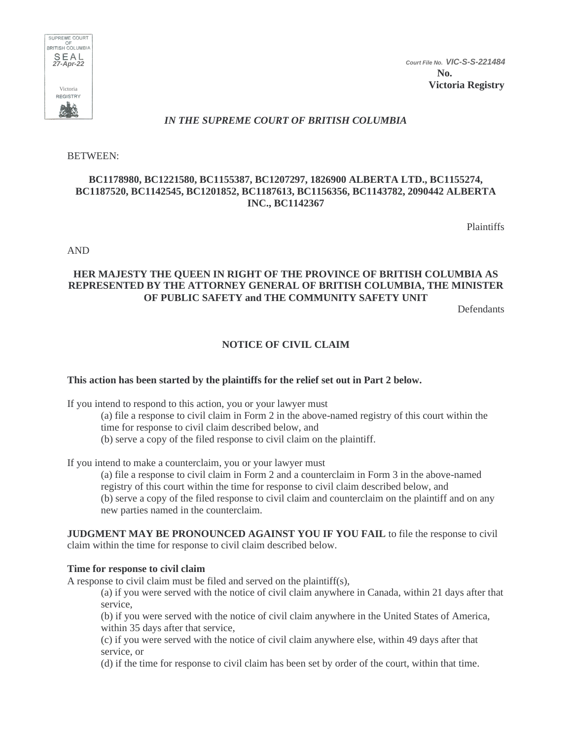SUPREME COURT OF BRITISH COLUMBIA
SEAL
27-Apr-22
Victoria
REGISTRY

Court File No. VIC-S-S-221484
**No.**
**Victoria Registry**

*IN THE SUPREME COURT OF BRITISH COLUMBIA*

BETWEEN:

**BC1178980, BC1221580, BC1155387, BC1207297, 1826900 ALBERTA LTD., BC1155274, BC1187520, BC1142545, BC1201852, BC1187613, BC1156356, BC1143782, 2090442 ALBERTA INC., BC1142367**

Plaintiffs

AND

**HER MAJESTY THE QUEEN IN RIGHT OF THE PROVINCE OF BRITISH COLUMBIA AS REPRESENTED BY THE ATTORNEY GENERAL OF BRITISH COLUMBIA, THE MINISTER OF PUBLIC SAFETY and THE COMMUNITY SAFETY UNIT**

Defendants

## NOTICE OF CIVIL CLAIM

**This action has been started by the plaintiffs for the relief set out in Part 2 below.**

If you intend to respond to this action, you or your lawyer must

(a) file a response to civil claim in Form 2 in the above-named registry of this court within the time for response to civil claim described below, and

(b) serve a copy of the filed response to civil claim on the plaintiff.

If you intend to make a counterclaim, you or your lawyer must

(a) file a response to civil claim in Form 2 and a counterclaim in Form 3 in the above-named registry of this court within the time for response to civil claim described below, and

(b) serve a copy of the filed response to civil claim and counterclaim on the plaintiff and on any new parties named in the counterclaim.

**JUDGMENT MAY BE PRONOUNCED AGAINST YOU IF YOU FAIL** to file the response to civil claim within the time for response to civil claim described below.

**Time for response to civil claim**

A response to civil claim must be filed and served on the plaintiff(s),

(a) if you were served with the notice of civil claim anywhere in Canada, within 21 days after that service,

(b) if you were served with the notice of civil claim anywhere in the United States of America, within 35 days after that service,

(c) if you were served with the notice of civil claim anywhere else, within 49 days after that service, or

(d) if the time for response to civil claim has been set by order of the court, within that time.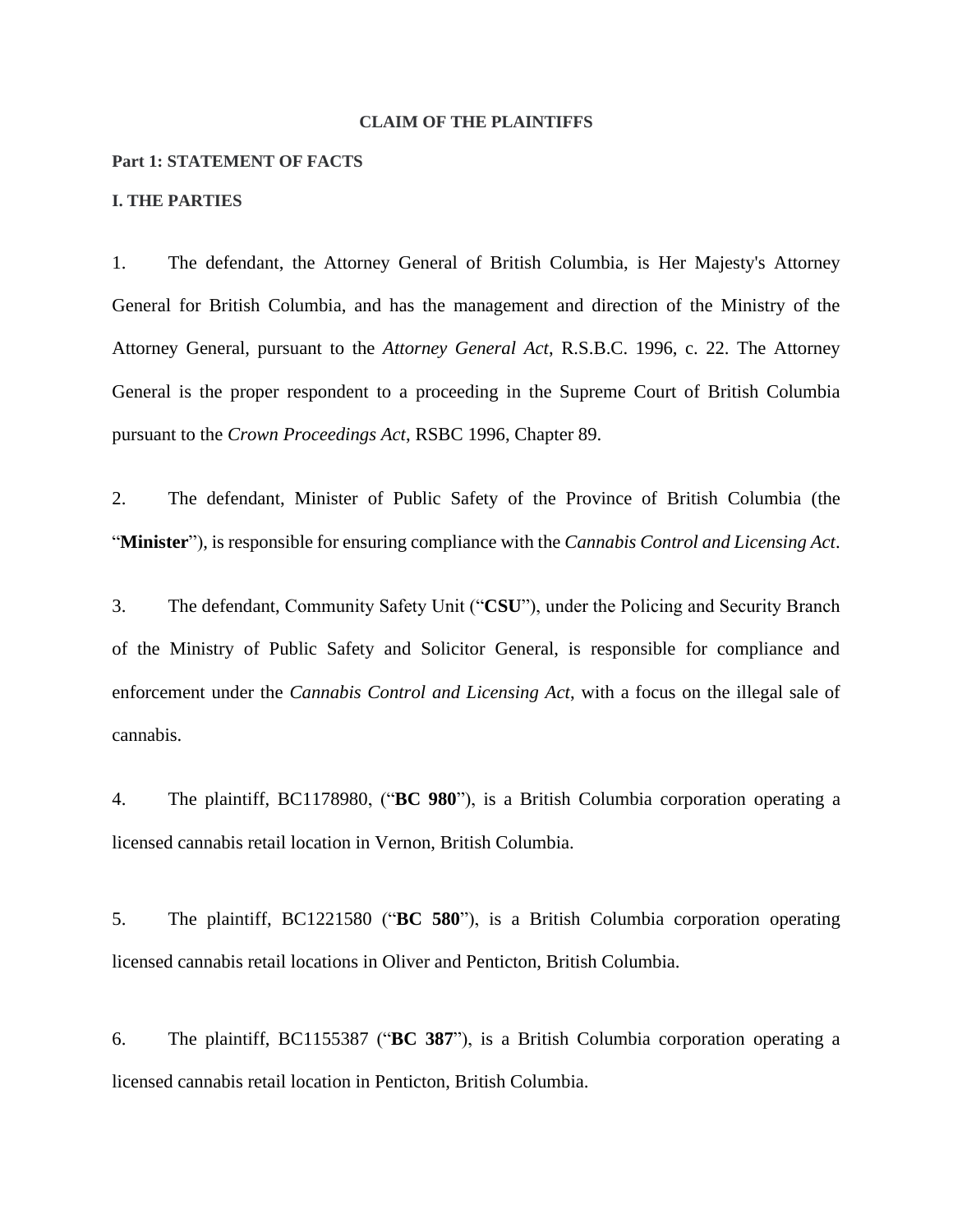**CLAIM OF THE PLAINTIFFS**

**Part 1: STATEMENT OF FACTS**

**I. THE PARTIES**

1. The defendant, the Attorney General of British Columbia, is Her Majesty's Attorney General for British Columbia, and has the management and direction of the Ministry of the Attorney General, pursuant to the *Attorney General Act*, R.S.B.C. 1996, c. 22. The Attorney General is the proper respondent to a proceeding in the Supreme Court of British Columbia pursuant to the *Crown Proceedings Act*, RSBC 1996, Chapter 89.

2. The defendant, Minister of Public Safety of the Province of British Columbia (the "**Minister**"), is responsible for ensuring compliance with the *Cannabis Control and Licensing Act*.

3. The defendant, Community Safety Unit ("**CSU**"), under the Policing and Security Branch of the Ministry of Public Safety and Solicitor General, is responsible for compliance and enforcement under the *Cannabis Control and Licensing Act*, with a focus on the illegal sale of cannabis.

4. The plaintiff, BC1178980, ("**BC 980**"), is a British Columbia corporation operating a licensed cannabis retail location in Vernon, British Columbia.

5. The plaintiff, BC1221580 ("**BC 580**"), is a British Columbia corporation operating licensed cannabis retail locations in Oliver and Penticton, British Columbia.

6. The plaintiff, BC1155387 ("**BC 387**"), is a British Columbia corporation operating a licensed cannabis retail location in Penticton, British Columbia.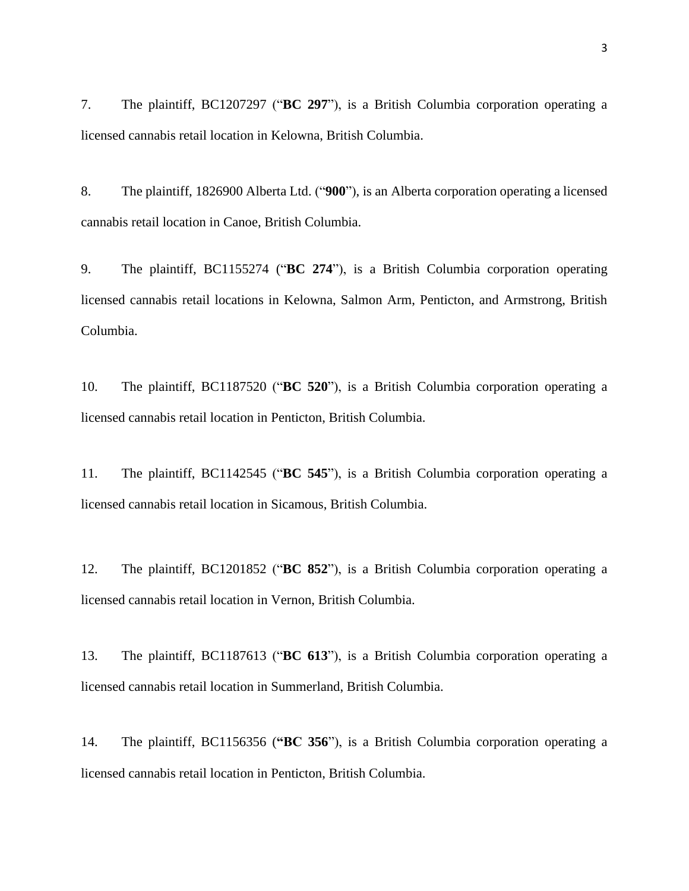7. The plaintiff, BC1207297 ("**BC 297**"), is a British Columbia corporation operating a licensed cannabis retail location in Kelowna, British Columbia.

8. The plaintiff, 1826900 Alberta Ltd. ("**900**"), is an Alberta corporation operating a licensed cannabis retail location in Canoe, British Columbia.

9. The plaintiff, BC1155274 ("**BC 274**"), is a British Columbia corporation operating licensed cannabis retail locations in Kelowna, Salmon Arm, Penticton, and Armstrong, British Columbia.

10. The plaintiff, BC1187520 ("**BC 520**"), is a British Columbia corporation operating a licensed cannabis retail location in Penticton, British Columbia.

11. The plaintiff, BC1142545 ("**BC 545**"), is a British Columbia corporation operating a licensed cannabis retail location in Sicamous, British Columbia.

12. The plaintiff, BC1201852 ("**BC 852**"), is a British Columbia corporation operating a licensed cannabis retail location in Vernon, British Columbia.

13. The plaintiff, BC1187613 ("**BC 613**"), is a British Columbia corporation operating a licensed cannabis retail location in Summerland, British Columbia.

14. The plaintiff, BC1156356 (**"BC 356**"), is a British Columbia corporation operating a licensed cannabis retail location in Penticton, British Columbia.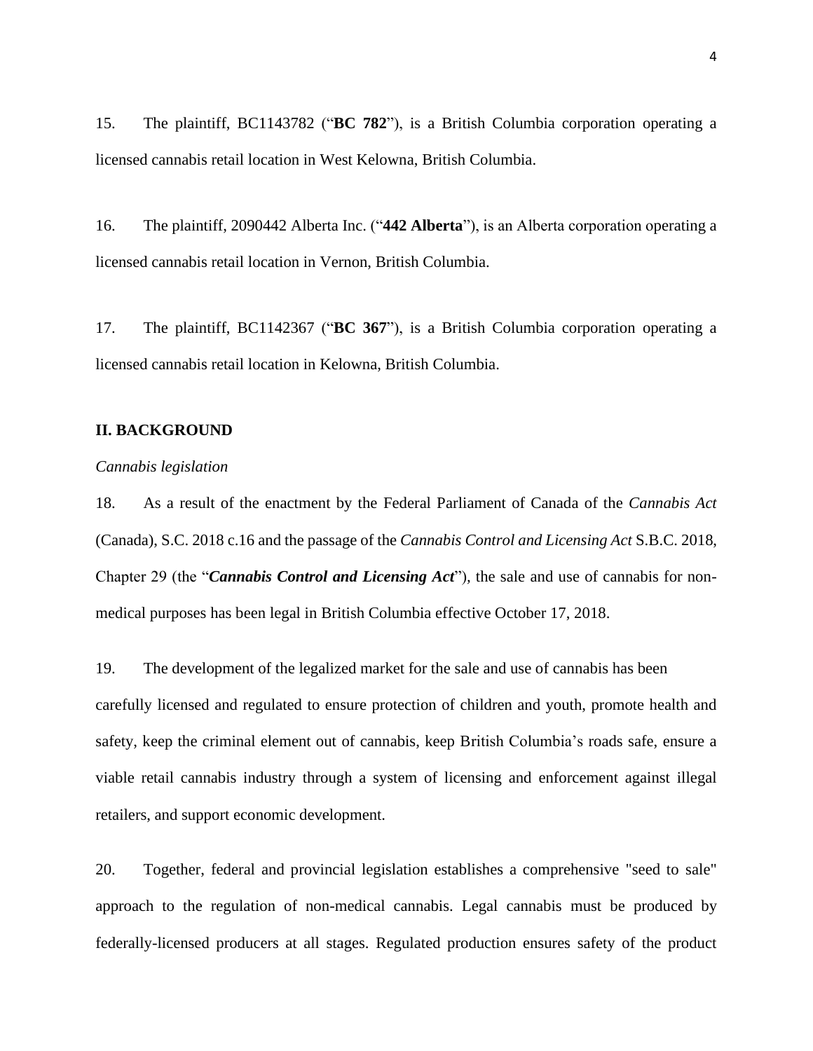15. The plaintiff, BC1143782 ("**BC 782**"), is a British Columbia corporation operating a licensed cannabis retail location in West Kelowna, British Columbia.

16. The plaintiff, 2090442 Alberta Inc. ("**442 Alberta**"), is an Alberta corporation operating a licensed cannabis retail location in Vernon, British Columbia.

17. The plaintiff, BC1142367 ("**BC 367**"), is a British Columbia corporation operating a licensed cannabis retail location in Kelowna, British Columbia.

## II. BACKGROUND

*Cannabis legislation*

18. As a result of the enactment by the Federal Parliament of Canada of the *Cannabis Act* (Canada), S.C. 2018 c.16 and the passage of the *Cannabis Control and Licensing Act* S.B.C. 2018, Chapter 29 (the "***Cannabis Control and Licensing Act***"), the sale and use of cannabis for non-medical purposes has been legal in British Columbia effective October 17, 2018.

19. The development of the legalized market for the sale and use of cannabis has been carefully licensed and regulated to ensure protection of children and youth, promote health and safety, keep the criminal element out of cannabis, keep British Columbia's roads safe, ensure a viable retail cannabis industry through a system of licensing and enforcement against illegal retailers, and support economic development.

20. Together, federal and provincial legislation establishes a comprehensive "seed to sale" approach to the regulation of non-medical cannabis. Legal cannabis must be produced by federally-licensed producers at all stages. Regulated production ensures safety of the product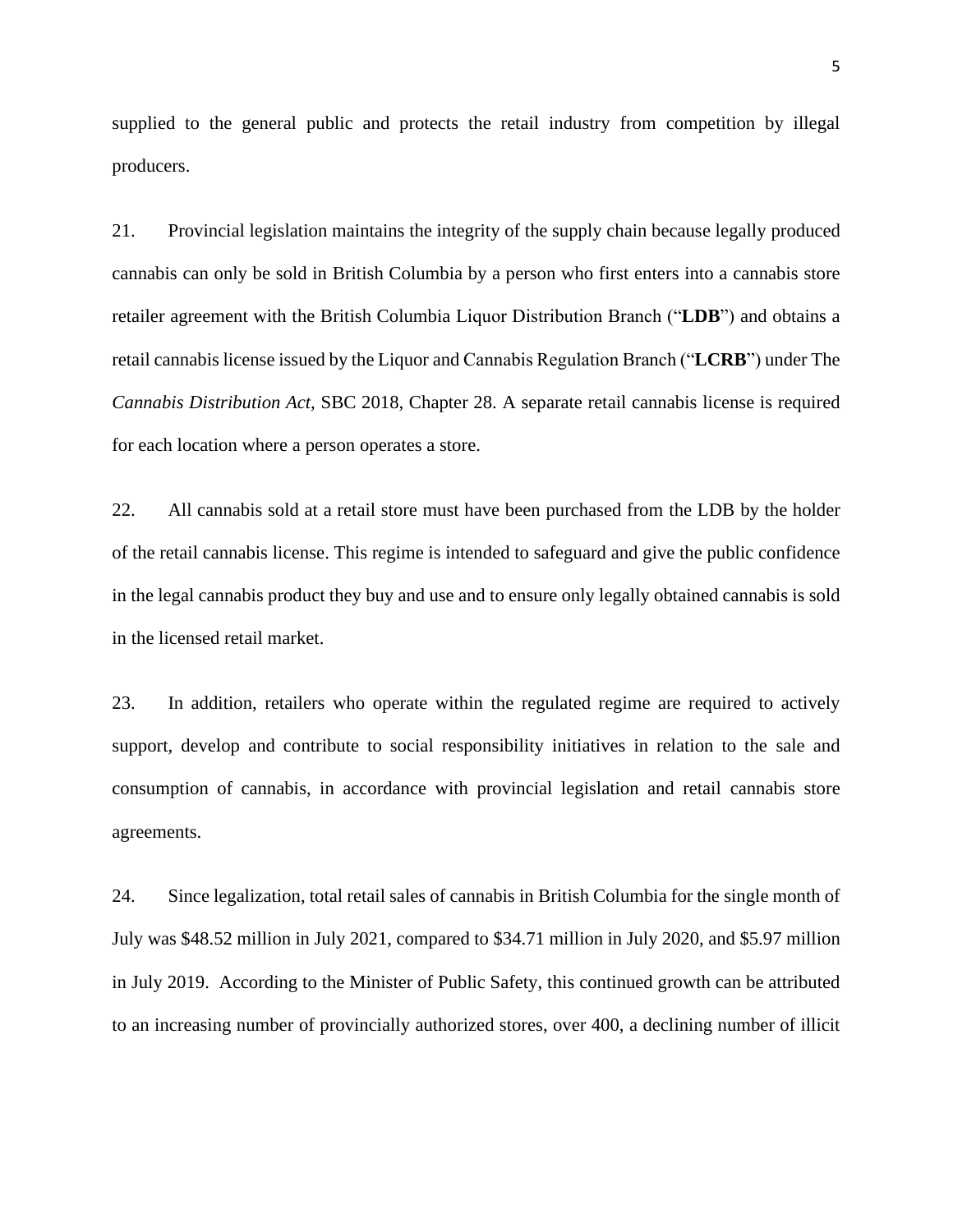supplied to the general public and protects the retail industry from competition by illegal producers.

21. Provincial legislation maintains the integrity of the supply chain because legally produced cannabis can only be sold in British Columbia by a person who first enters into a cannabis store retailer agreement with the British Columbia Liquor Distribution Branch ("**LDB**") and obtains a retail cannabis license issued by the Liquor and Cannabis Regulation Branch ("**LCRB**") under The *Cannabis Distribution Act,* SBC 2018, Chapter 28. A separate retail cannabis license is required for each location where a person operates a store.

22. All cannabis sold at a retail store must have been purchased from the LDB by the holder of the retail cannabis license. This regime is intended to safeguard and give the public confidence in the legal cannabis product they buy and use and to ensure only legally obtained cannabis is sold in the licensed retail market.

23. In addition, retailers who operate within the regulated regime are required to actively support, develop and contribute to social responsibility initiatives in relation to the sale and consumption of cannabis, in accordance with provincial legislation and retail cannabis store agreements.

24. Since legalization, total retail sales of cannabis in British Columbia for the single month of July was $48.52 million in July 2021, compared to $34.71 million in July 2020, and $5.97 million in July 2019. According to the Minister of Public Safety, this continued growth can be attributed to an increasing number of provincially authorized stores, over 400, a declining number of illicit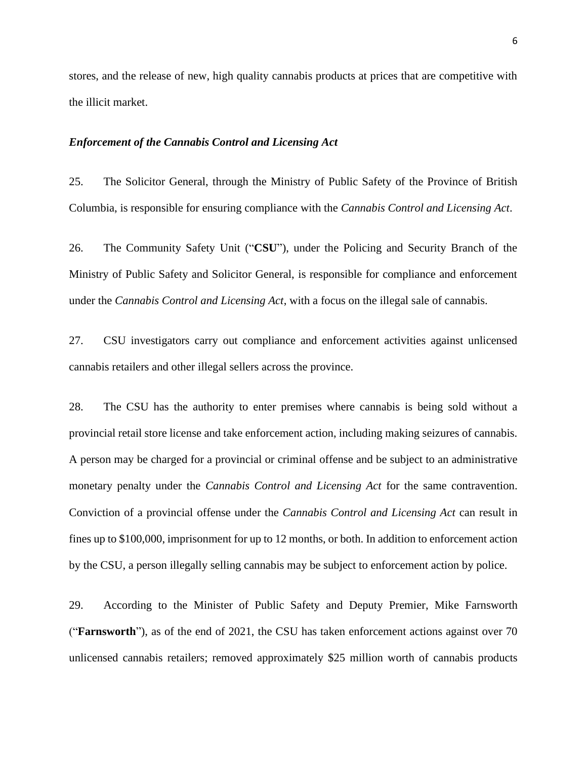stores, and the release of new, high quality cannabis products at prices that are competitive with the illicit market.

***Enforcement of the Cannabis Control and Licensing Act***

25. The Solicitor General, through the Ministry of Public Safety of the Province of British Columbia, is responsible for ensuring compliance with the *Cannabis Control and Licensing Act*.

26. The Community Safety Unit ("**CSU**"), under the Policing and Security Branch of the Ministry of Public Safety and Solicitor General, is responsible for compliance and enforcement under the *Cannabis Control and Licensing Act*, with a focus on the illegal sale of cannabis.

27. CSU investigators carry out compliance and enforcement activities against unlicensed cannabis retailers and other illegal sellers across the province.

28. The CSU has the authority to enter premises where cannabis is being sold without a provincial retail store license and take enforcement action, including making seizures of cannabis. A person may be charged for a provincial or criminal offense and be subject to an administrative monetary penalty under the *Cannabis Control and Licensing Act* for the same contravention. Conviction of a provincial offense under the *Cannabis Control and Licensing Act* can result in fines up to $100,000, imprisonment for up to 12 months, or both. In addition to enforcement action by the CSU, a person illegally selling cannabis may be subject to enforcement action by police.

29. According to the Minister of Public Safety and Deputy Premier, Mike Farnsworth ("**Farnsworth**"), as of the end of 2021, the CSU has taken enforcement actions against over 70 unlicensed cannabis retailers; removed approximately $25 million worth of cannabis products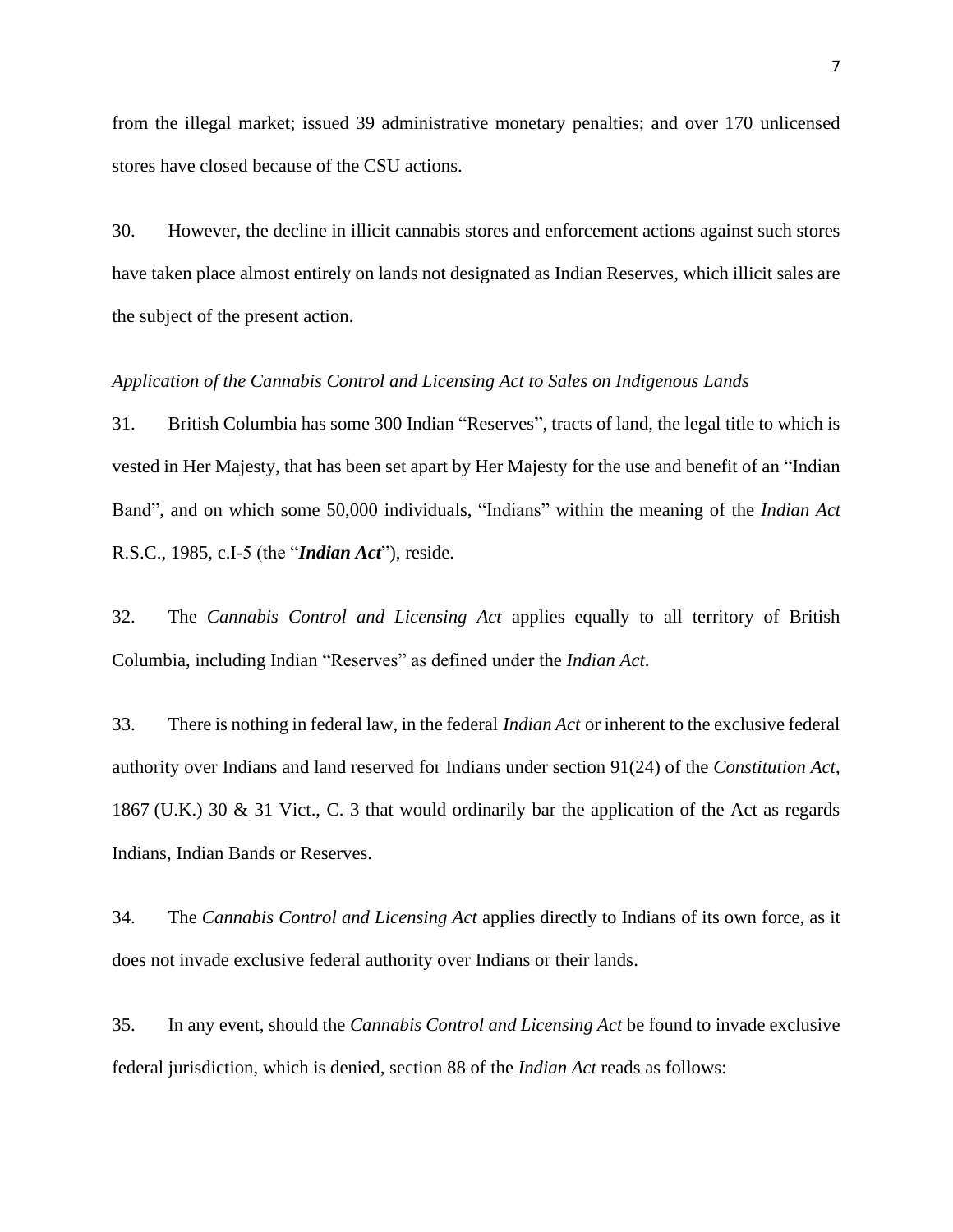from the illegal market; issued 39 administrative monetary penalties; and over 170 unlicensed stores have closed because of the CSU actions.

30. However, the decline in illicit cannabis stores and enforcement actions against such stores have taken place almost entirely on lands not designated as Indian Reserves, which illicit sales are the subject of the present action.

*Application of the Cannabis Control and Licensing Act to Sales on Indigenous Lands*

31. British Columbia has some 300 Indian "Reserves", tracts of land, the legal title to which is vested in Her Majesty, that has been set apart by Her Majesty for the use and benefit of an "Indian Band", and on which some 50,000 individuals, "Indians" within the meaning of the *Indian Act* R.S.C., 1985, c.I-5 (the "***Indian Act***"), reside.

32. The *Cannabis Control and Licensing Act* applies equally to all territory of British Columbia, including Indian "Reserves" as defined under the *Indian Act*.

33. There is nothing in federal law, in the federal *Indian Act* or inherent to the exclusive federal authority over Indians and land reserved for Indians under section 91(24) of the *Constitution Act*, 1867 (U.K.) 30 & 31 Vict., C. 3 that would ordinarily bar the application of the Act as regards Indians, Indian Bands or Reserves.

34. The *Cannabis Control and Licensing Act* applies directly to Indians of its own force, as it does not invade exclusive federal authority over Indians or their lands.

35. In any event, should the *Cannabis Control and Licensing Act* be found to invade exclusive federal jurisdiction, which is denied, section 88 of the *Indian Act* reads as follows: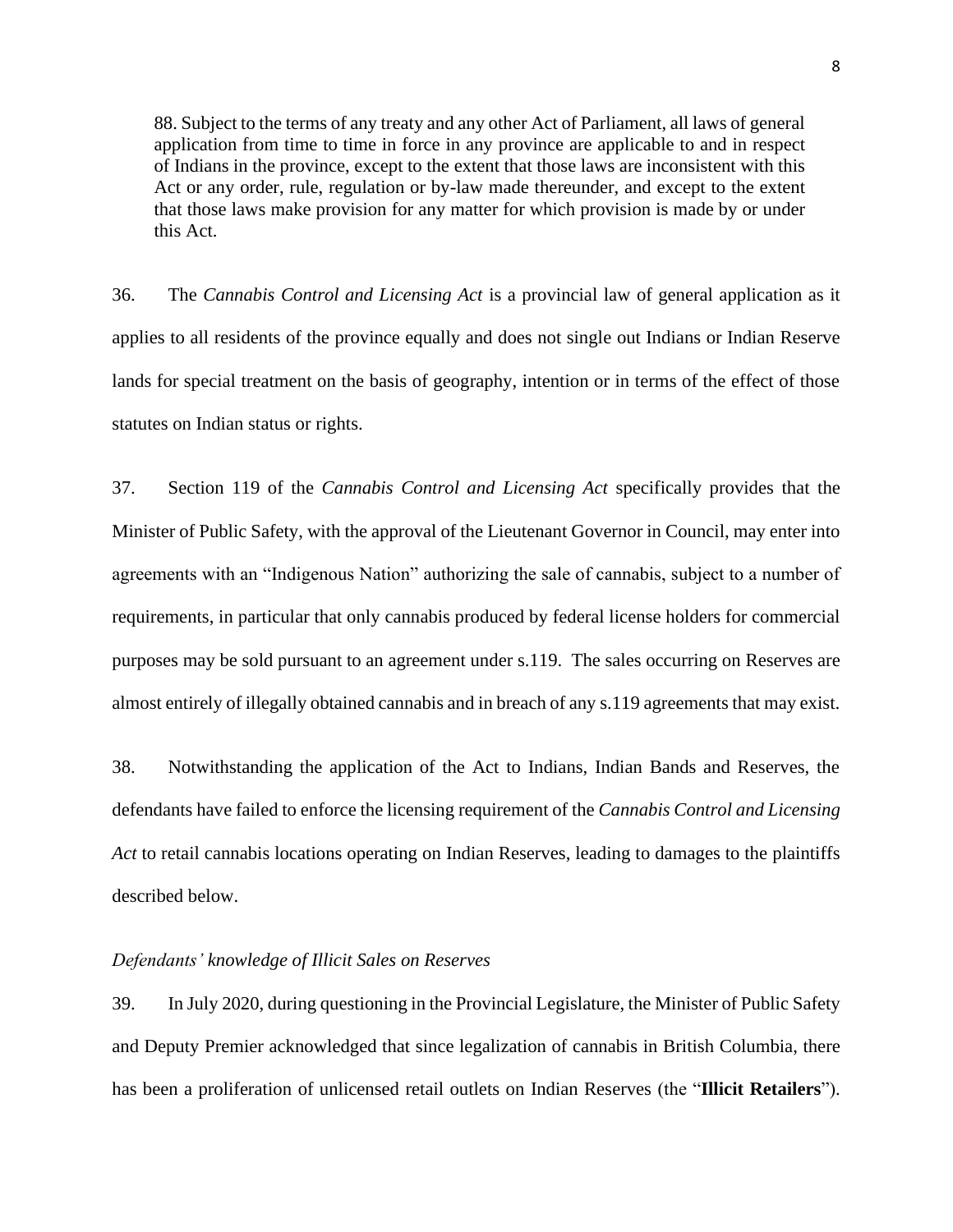> 88. Subject to the terms of any treaty and any other Act of Parliament, all laws of general application from time to time in force in any province are applicable to and in respect of Indians in the province, except to the extent that those laws are inconsistent with this Act or any order, rule, regulation or by-law made thereunder, and except to the extent that those laws make provision for any matter for which provision is made by or under this Act.

36. The *Cannabis Control and Licensing Act* is a provincial law of general application as it applies to all residents of the province equally and does not single out Indians or Indian Reserve lands for special treatment on the basis of geography, intention or in terms of the effect of those statutes on Indian status or rights.

37. Section 119 of the *Cannabis Control and Licensing Act* specifically provides that the Minister of Public Safety, with the approval of the Lieutenant Governor in Council, may enter into agreements with an "Indigenous Nation" authorizing the sale of cannabis, subject to a number of requirements, in particular that only cannabis produced by federal license holders for commercial purposes may be sold pursuant to an agreement under s.119. The sales occurring on Reserves are almost entirely of illegally obtained cannabis and in breach of any s.119 agreements that may exist.

38. Notwithstanding the application of the Act to Indians, Indian Bands and Reserves, the defendants have failed to enforce the licensing requirement of the *Cannabis Control and Licensing Act* to retail cannabis locations operating on Indian Reserves, leading to damages to the plaintiffs described below.

*Defendants' knowledge of Illicit Sales on Reserves*

39. In July 2020, during questioning in the Provincial Legislature, the Minister of Public Safety and Deputy Premier acknowledged that since legalization of cannabis in British Columbia, there has been a proliferation of unlicensed retail outlets on Indian Reserves (the "**Illicit Retailers**").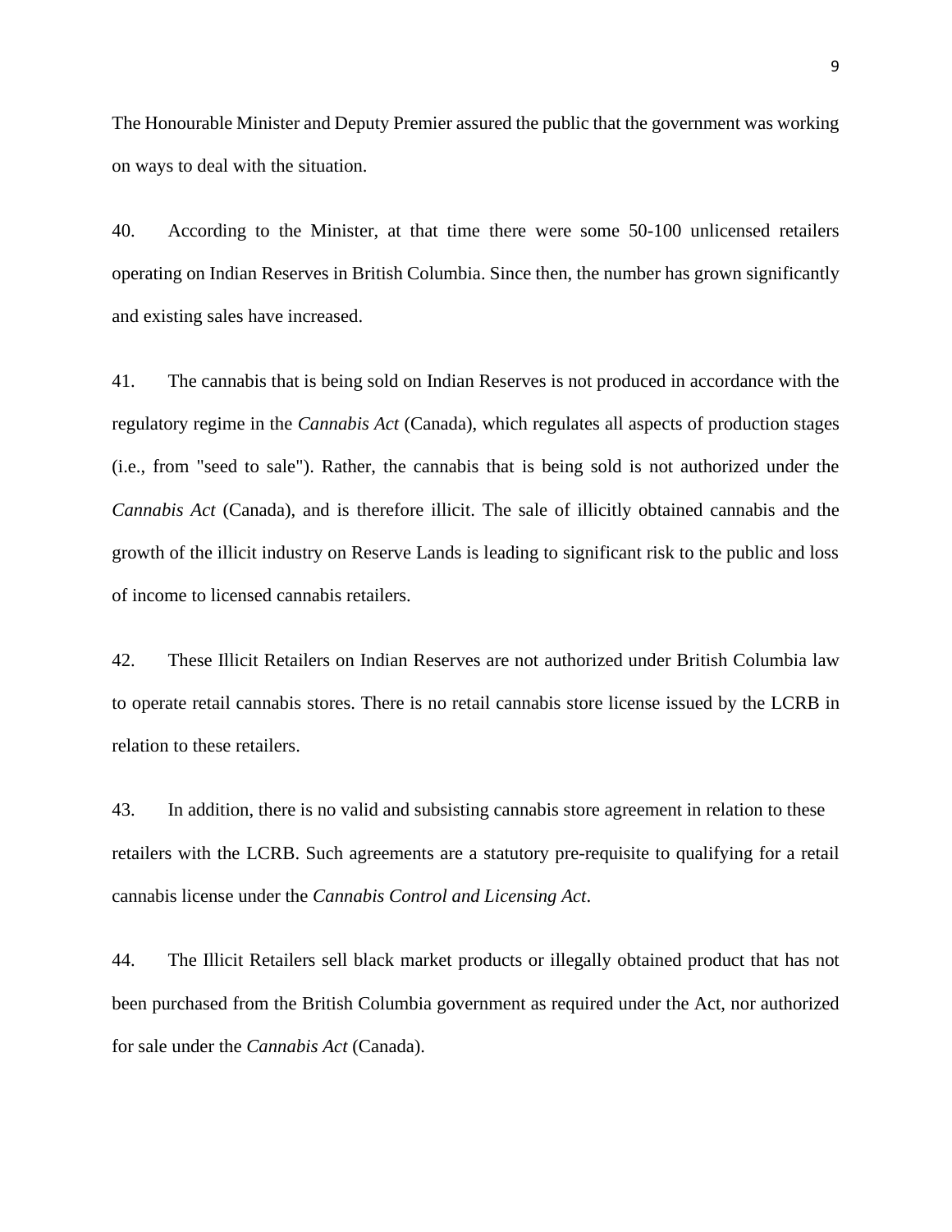The Honourable Minister and Deputy Premier assured the public that the government was working on ways to deal with the situation.

40. According to the Minister, at that time there were some 50-100 unlicensed retailers operating on Indian Reserves in British Columbia. Since then, the number has grown significantly and existing sales have increased.

41. The cannabis that is being sold on Indian Reserves is not produced in accordance with the regulatory regime in the *Cannabis Act* (Canada), which regulates all aspects of production stages (i.e., from "seed to sale"). Rather, the cannabis that is being sold is not authorized under the *Cannabis Act* (Canada), and is therefore illicit. The sale of illicitly obtained cannabis and the growth of the illicit industry on Reserve Lands is leading to significant risk to the public and loss of income to licensed cannabis retailers.

42. These Illicit Retailers on Indian Reserves are not authorized under British Columbia law to operate retail cannabis stores. There is no retail cannabis store license issued by the LCRB in relation to these retailers.

43. In addition, there is no valid and subsisting cannabis store agreement in relation to these retailers with the LCRB. Such agreements are a statutory pre-requisite to qualifying for a retail cannabis license under the *Cannabis Control and Licensing Act*.

44. The Illicit Retailers sell black market products or illegally obtained product that has not been purchased from the British Columbia government as required under the Act, nor authorized for sale under the *Cannabis Act* (Canada).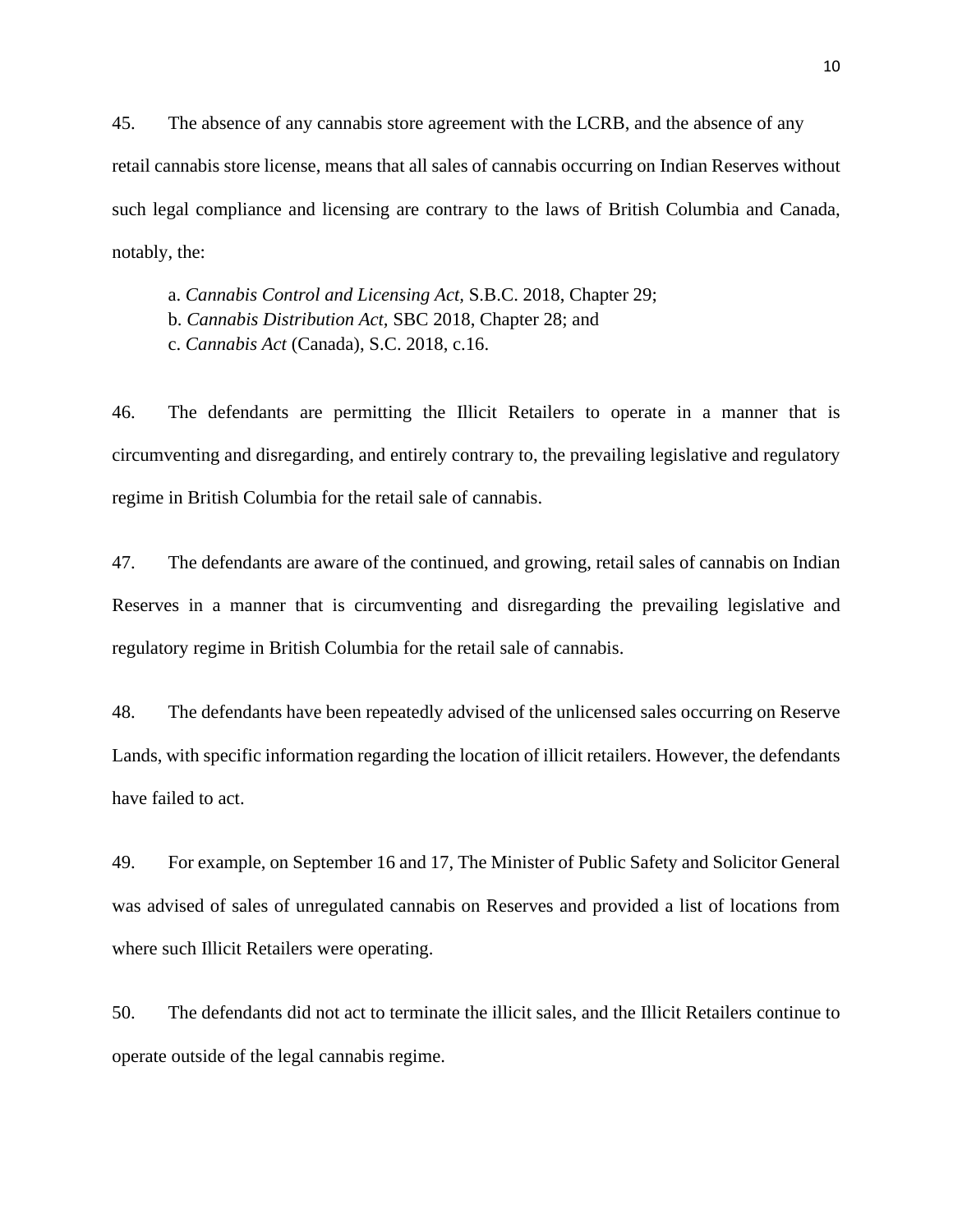45. The absence of any cannabis store agreement with the LCRB, and the absence of any retail cannabis store license, means that all sales of cannabis occurring on Indian Reserves without such legal compliance and licensing are contrary to the laws of British Columbia and Canada, notably, the:

a. *Cannabis Control and Licensing Act,* S.B.C. 2018, Chapter 29;
b. *Cannabis Distribution Act,* SBC 2018, Chapter 28; and
c. *Cannabis Act* (Canada), S.C. 2018, c.16.

46. The defendants are permitting the Illicit Retailers to operate in a manner that is circumventing and disregarding, and entirely contrary to, the prevailing legislative and regulatory regime in British Columbia for the retail sale of cannabis.

47. The defendants are aware of the continued, and growing, retail sales of cannabis on Indian Reserves in a manner that is circumventing and disregarding the prevailing legislative and regulatory regime in British Columbia for the retail sale of cannabis.

48. The defendants have been repeatedly advised of the unlicensed sales occurring on Reserve Lands, with specific information regarding the location of illicit retailers. However, the defendants have failed to act.

49. For example, on September 16 and 17, The Minister of Public Safety and Solicitor General was advised of sales of unregulated cannabis on Reserves and provided a list of locations from where such Illicit Retailers were operating.

50. The defendants did not act to terminate the illicit sales, and the Illicit Retailers continue to operate outside of the legal cannabis regime.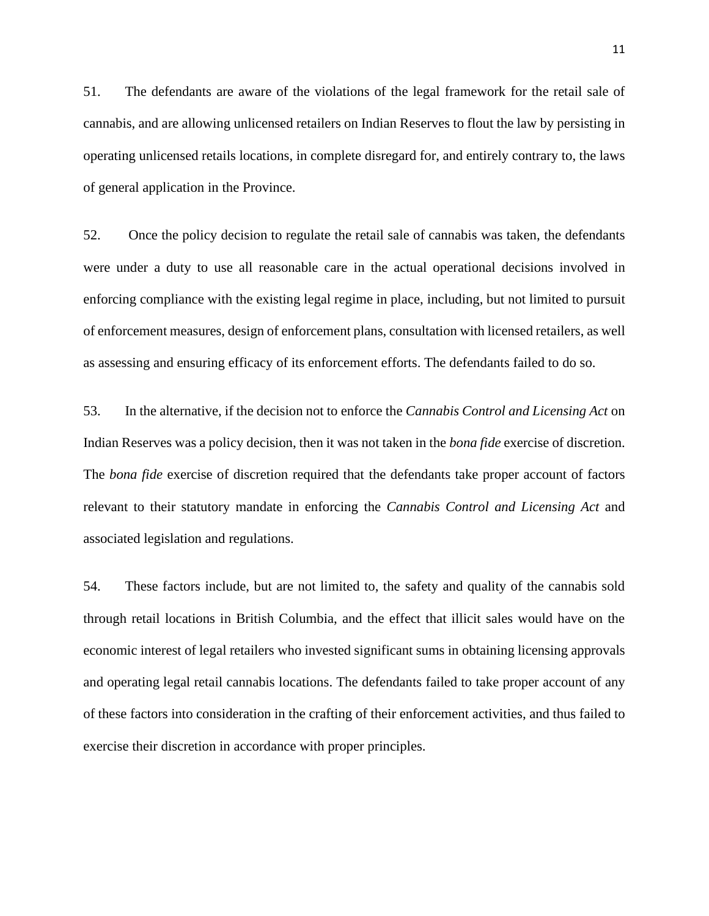51. The defendants are aware of the violations of the legal framework for the retail sale of cannabis, and are allowing unlicensed retailers on Indian Reserves to flout the law by persisting in operating unlicensed retails locations, in complete disregard for, and entirely contrary to, the laws of general application in the Province.

52. Once the policy decision to regulate the retail sale of cannabis was taken, the defendants were under a duty to use all reasonable care in the actual operational decisions involved in enforcing compliance with the existing legal regime in place, including, but not limited to pursuit of enforcement measures, design of enforcement plans, consultation with licensed retailers, as well as assessing and ensuring efficacy of its enforcement efforts. The defendants failed to do so.

53. In the alternative, if the decision not to enforce the *Cannabis Control and Licensing Act* on Indian Reserves was a policy decision, then it was not taken in the *bona fide* exercise of discretion. The *bona fide* exercise of discretion required that the defendants take proper account of factors relevant to their statutory mandate in enforcing the *Cannabis Control and Licensing Act* and associated legislation and regulations.

54. These factors include, but are not limited to, the safety and quality of the cannabis sold through retail locations in British Columbia, and the effect that illicit sales would have on the economic interest of legal retailers who invested significant sums in obtaining licensing approvals and operating legal retail cannabis locations. The defendants failed to take proper account of any of these factors into consideration in the crafting of their enforcement activities, and thus failed to exercise their discretion in accordance with proper principles.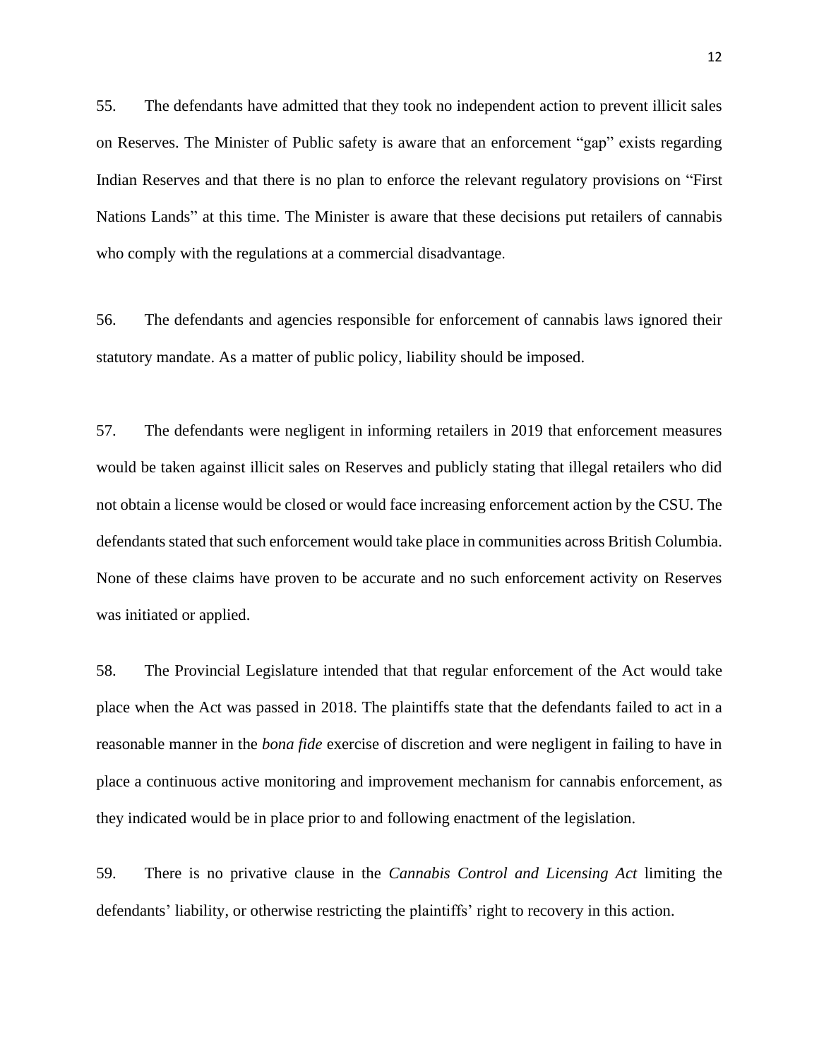55. The defendants have admitted that they took no independent action to prevent illicit sales on Reserves. The Minister of Public safety is aware that an enforcement "gap" exists regarding Indian Reserves and that there is no plan to enforce the relevant regulatory provisions on "First Nations Lands" at this time. The Minister is aware that these decisions put retailers of cannabis who comply with the regulations at a commercial disadvantage.

56. The defendants and agencies responsible for enforcement of cannabis laws ignored their statutory mandate. As a matter of public policy, liability should be imposed.

57. The defendants were negligent in informing retailers in 2019 that enforcement measures would be taken against illicit sales on Reserves and publicly stating that illegal retailers who did not obtain a license would be closed or would face increasing enforcement action by the CSU. The defendants stated that such enforcement would take place in communities across British Columbia. None of these claims have proven to be accurate and no such enforcement activity on Reserves was initiated or applied.

58. The Provincial Legislature intended that that regular enforcement of the Act would take place when the Act was passed in 2018. The plaintiffs state that the defendants failed to act in a reasonable manner in the *bona fide* exercise of discretion and were negligent in failing to have in place a continuous active monitoring and improvement mechanism for cannabis enforcement, as they indicated would be in place prior to and following enactment of the legislation.

59. There is no privative clause in the *Cannabis Control and Licensing Act* limiting the defendants' liability, or otherwise restricting the plaintiffs' right to recovery in this action.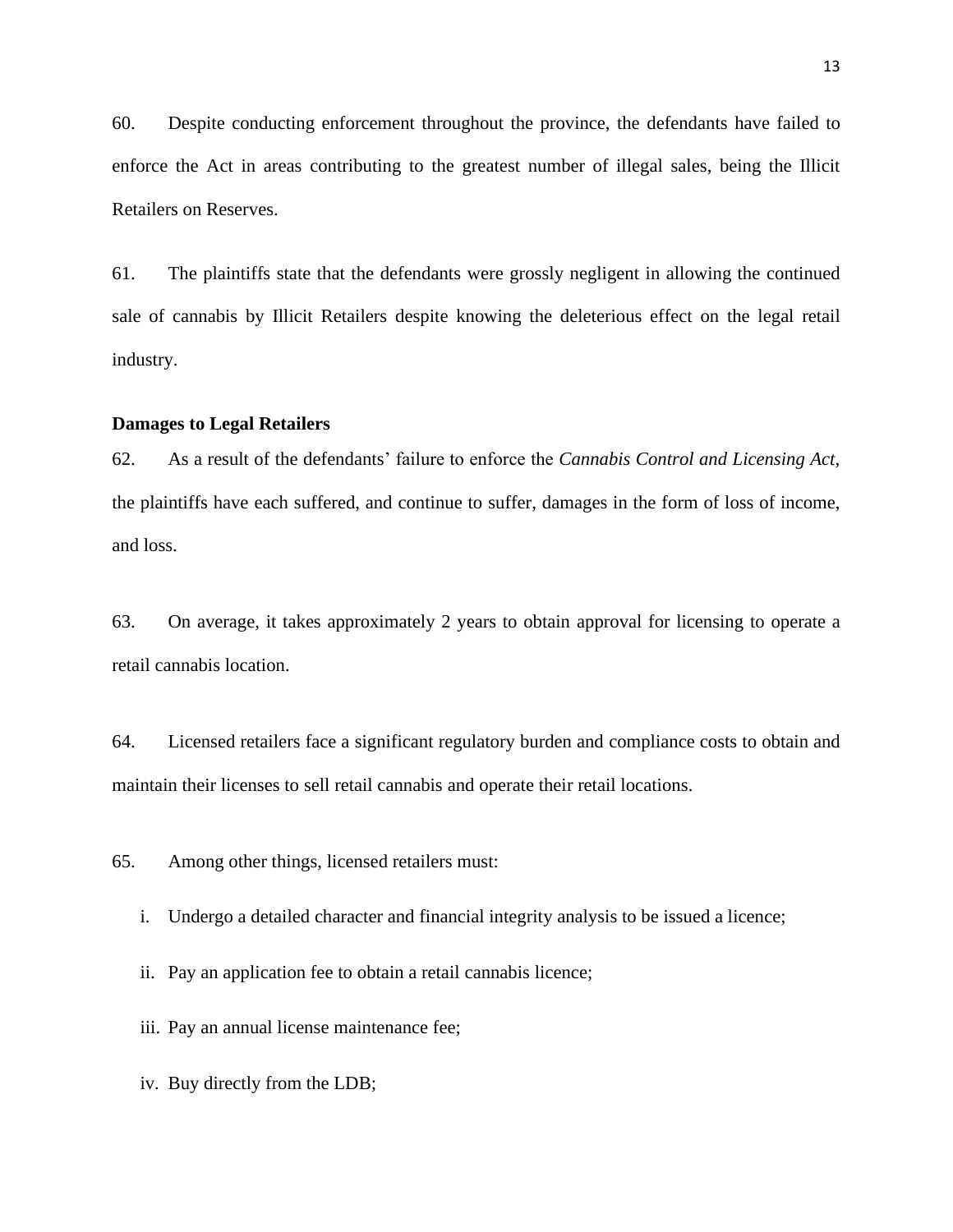60. Despite conducting enforcement throughout the province, the defendants have failed to enforce the Act in areas contributing to the greatest number of illegal sales, being the Illicit Retailers on Reserves.

61. The plaintiffs state that the defendants were grossly negligent in allowing the continued sale of cannabis by Illicit Retailers despite knowing the deleterious effect on the legal retail industry.

**Damages to Legal Retailers**

62. As a result of the defendants' failure to enforce the *Cannabis Control and Licensing Act,* the plaintiffs have each suffered, and continue to suffer, damages in the form of loss of income, and loss.

63. On average, it takes approximately 2 years to obtain approval for licensing to operate a retail cannabis location.

64. Licensed retailers face a significant regulatory burden and compliance costs to obtain and maintain their licenses to sell retail cannabis and operate their retail locations.

65. Among other things, licensed retailers must:

i. Undergo a detailed character and financial integrity analysis to be issued a licence;

ii. Pay an application fee to obtain a retail cannabis licence;

iii. Pay an annual license maintenance fee;

iv. Buy directly from the LDB;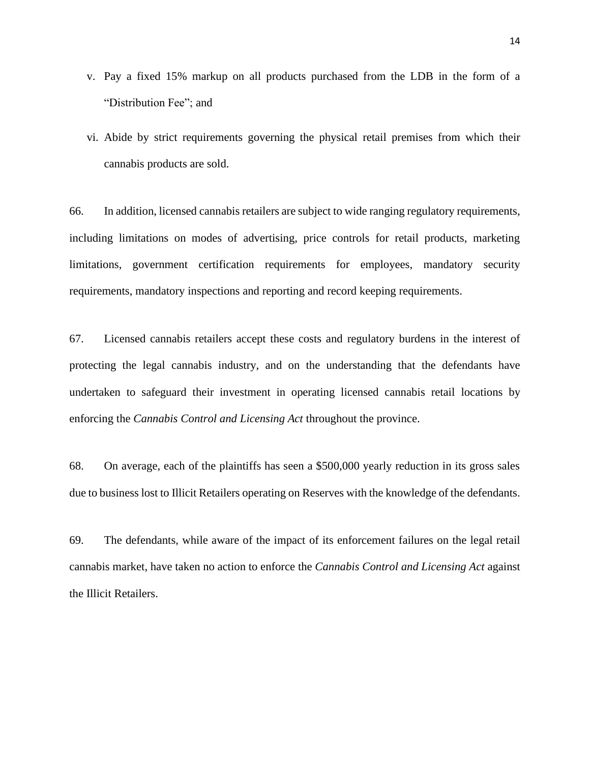v. Pay a fixed 15% markup on all products purchased from the LDB in the form of a "Distribution Fee"; and

vi. Abide by strict requirements governing the physical retail premises from which their cannabis products are sold.

66. In addition, licensed cannabis retailers are subject to wide ranging regulatory requirements, including limitations on modes of advertising, price controls for retail products, marketing limitations, government certification requirements for employees, mandatory security requirements, mandatory inspections and reporting and record keeping requirements.

67. Licensed cannabis retailers accept these costs and regulatory burdens in the interest of protecting the legal cannabis industry, and on the understanding that the defendants have undertaken to safeguard their investment in operating licensed cannabis retail locations by enforcing the *Cannabis Control and Licensing Act* throughout the province.

68. On average, each of the plaintiffs has seen a $500,000 yearly reduction in its gross sales due to business lost to Illicit Retailers operating on Reserves with the knowledge of the defendants.

69. The defendants, while aware of the impact of its enforcement failures on the legal retail cannabis market, have taken no action to enforce the *Cannabis Control and Licensing Act* against the Illicit Retailers.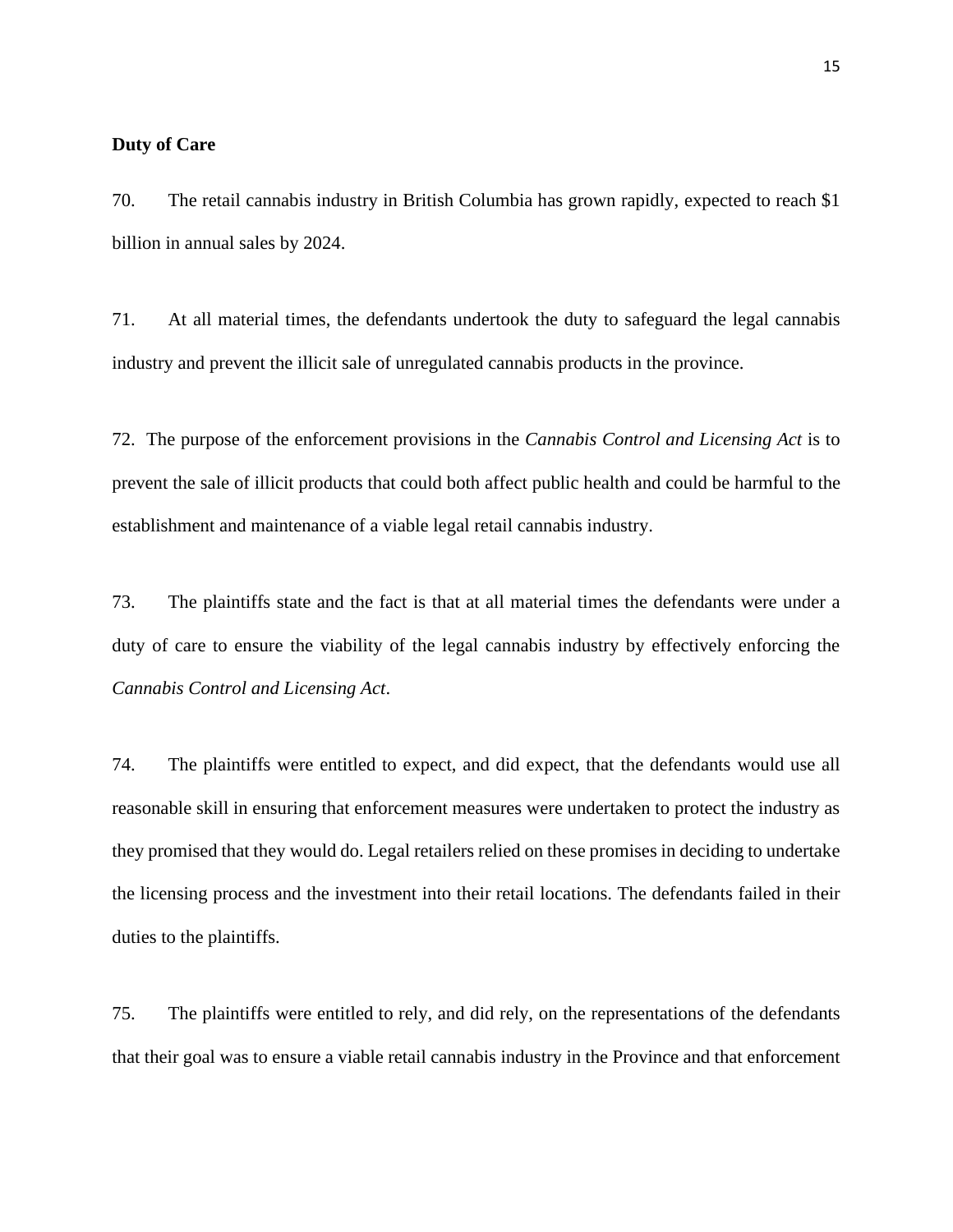**Duty of Care**

70. The retail cannabis industry in British Columbia has grown rapidly, expected to reach $1 billion in annual sales by 2024.

71. At all material times, the defendants undertook the duty to safeguard the legal cannabis industry and prevent the illicit sale of unregulated cannabis products in the province.

72. The purpose of the enforcement provisions in the *Cannabis Control and Licensing Act* is to prevent the sale of illicit products that could both affect public health and could be harmful to the establishment and maintenance of a viable legal retail cannabis industry.

73. The plaintiffs state and the fact is that at all material times the defendants were under a duty of care to ensure the viability of the legal cannabis industry by effectively enforcing the *Cannabis Control and Licensing Act*.

74. The plaintiffs were entitled to expect, and did expect, that the defendants would use all reasonable skill in ensuring that enforcement measures were undertaken to protect the industry as they promised that they would do. Legal retailers relied on these promises in deciding to undertake the licensing process and the investment into their retail locations. The defendants failed in their duties to the plaintiffs.

75. The plaintiffs were entitled to rely, and did rely, on the representations of the defendants that their goal was to ensure a viable retail cannabis industry in the Province and that enforcement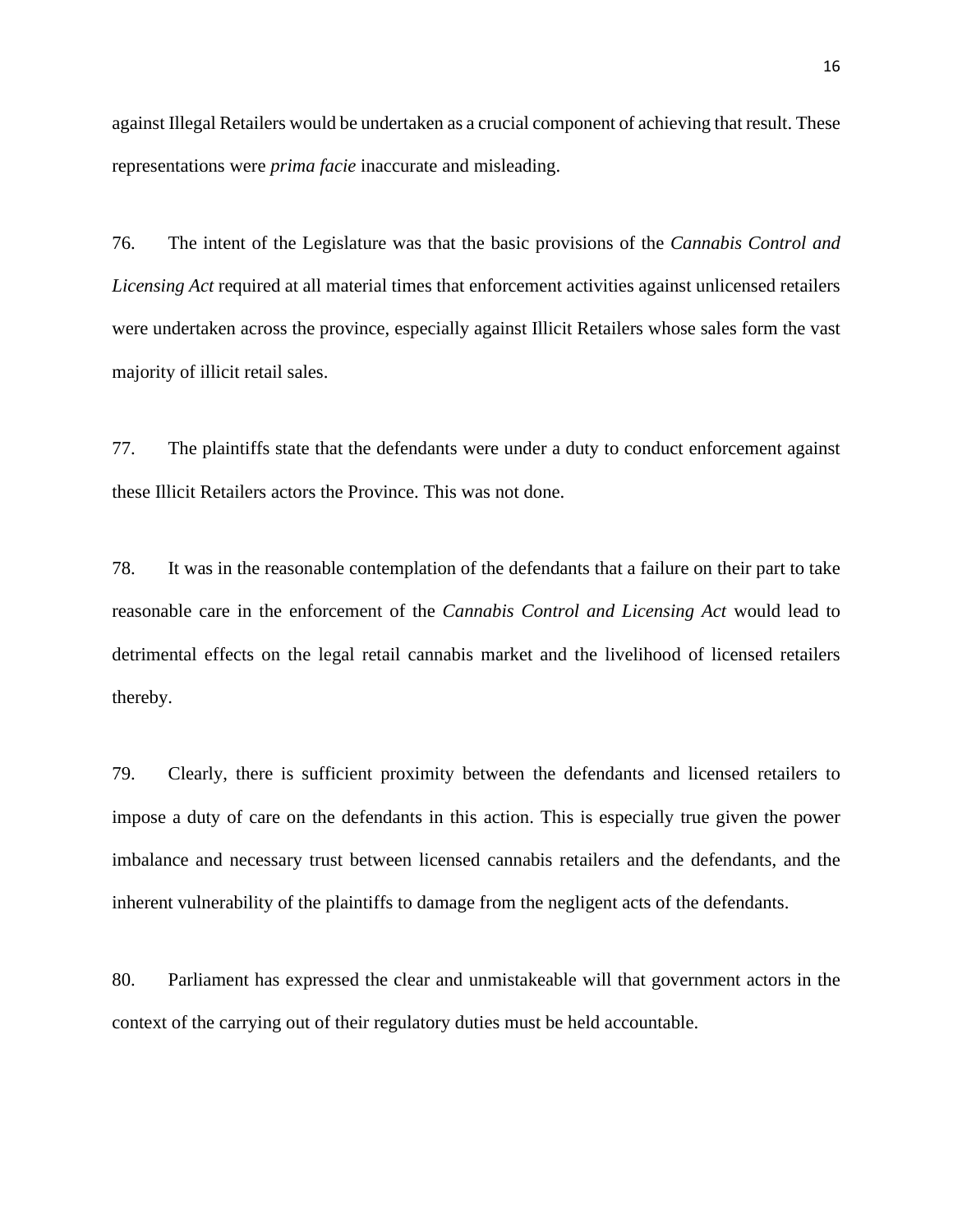against Illegal Retailers would be undertaken as a crucial component of achieving that result. These representations were *prima facie* inaccurate and misleading.

76. The intent of the Legislature was that the basic provisions of the *Cannabis Control and Licensing Act* required at all material times that enforcement activities against unlicensed retailers were undertaken across the province, especially against Illicit Retailers whose sales form the vast majority of illicit retail sales.

77. The plaintiffs state that the defendants were under a duty to conduct enforcement against these Illicit Retailers actors the Province. This was not done.

78. It was in the reasonable contemplation of the defendants that a failure on their part to take reasonable care in the enforcement of the *Cannabis Control and Licensing Act* would lead to detrimental effects on the legal retail cannabis market and the livelihood of licensed retailers thereby.

79. Clearly, there is sufficient proximity between the defendants and licensed retailers to impose a duty of care on the defendants in this action. This is especially true given the power imbalance and necessary trust between licensed cannabis retailers and the defendants, and the inherent vulnerability of the plaintiffs to damage from the negligent acts of the defendants.

80. Parliament has expressed the clear and unmistakeable will that government actors in the context of the carrying out of their regulatory duties must be held accountable.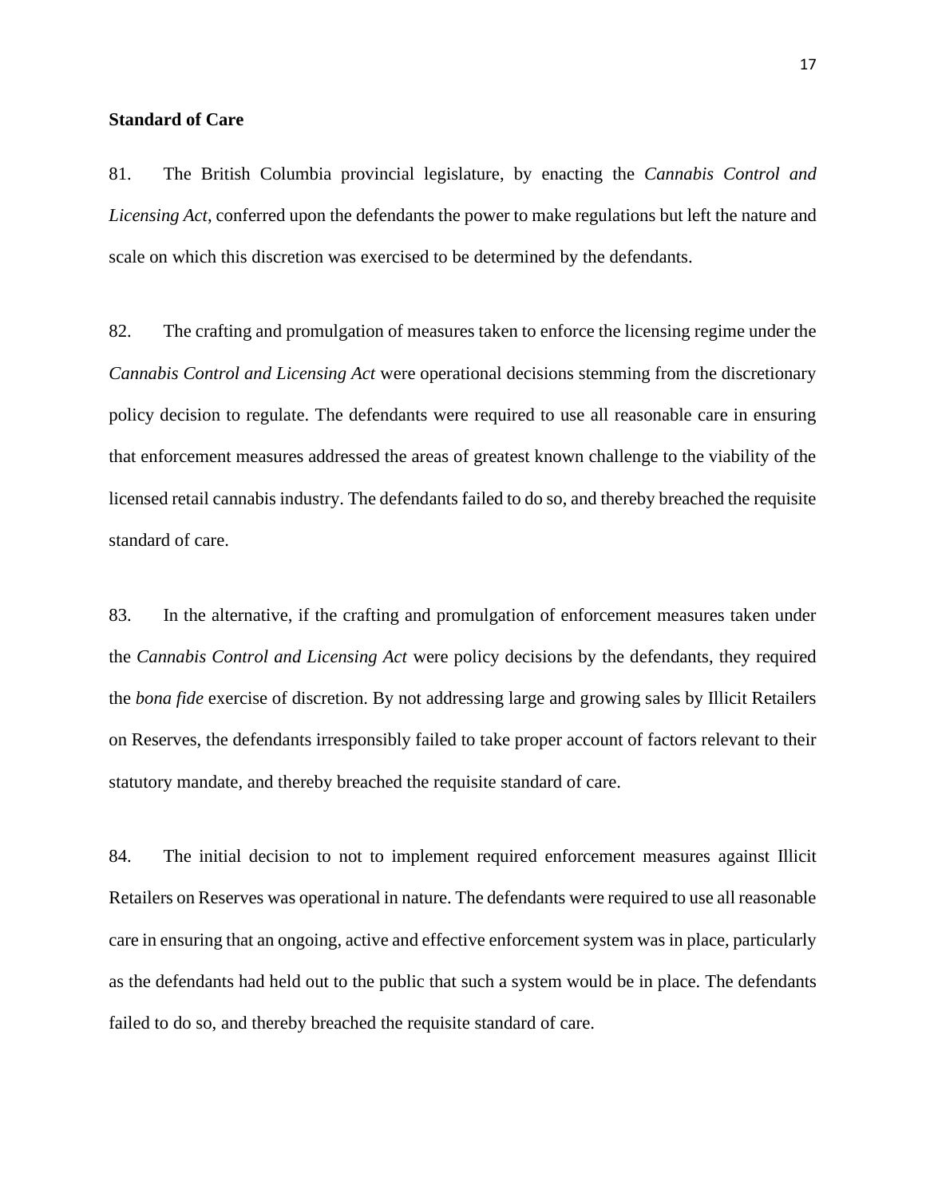**Standard of Care**

81. The British Columbia provincial legislature, by enacting the *Cannabis Control and Licensing Act*, conferred upon the defendants the power to make regulations but left the nature and scale on which this discretion was exercised to be determined by the defendants.

82. The crafting and promulgation of measures taken to enforce the licensing regime under the *Cannabis Control and Licensing Act* were operational decisions stemming from the discretionary policy decision to regulate. The defendants were required to use all reasonable care in ensuring that enforcement measures addressed the areas of greatest known challenge to the viability of the licensed retail cannabis industry. The defendants failed to do so, and thereby breached the requisite standard of care.

83. In the alternative, if the crafting and promulgation of enforcement measures taken under the *Cannabis Control and Licensing Act* were policy decisions by the defendants, they required the *bona fide* exercise of discretion. By not addressing large and growing sales by Illicit Retailers on Reserves, the defendants irresponsibly failed to take proper account of factors relevant to their statutory mandate, and thereby breached the requisite standard of care.

84. The initial decision to not to implement required enforcement measures against Illicit Retailers on Reserves was operational in nature. The defendants were required to use all reasonable care in ensuring that an ongoing, active and effective enforcement system was in place, particularly as the defendants had held out to the public that such a system would be in place. The defendants failed to do so, and thereby breached the requisite standard of care.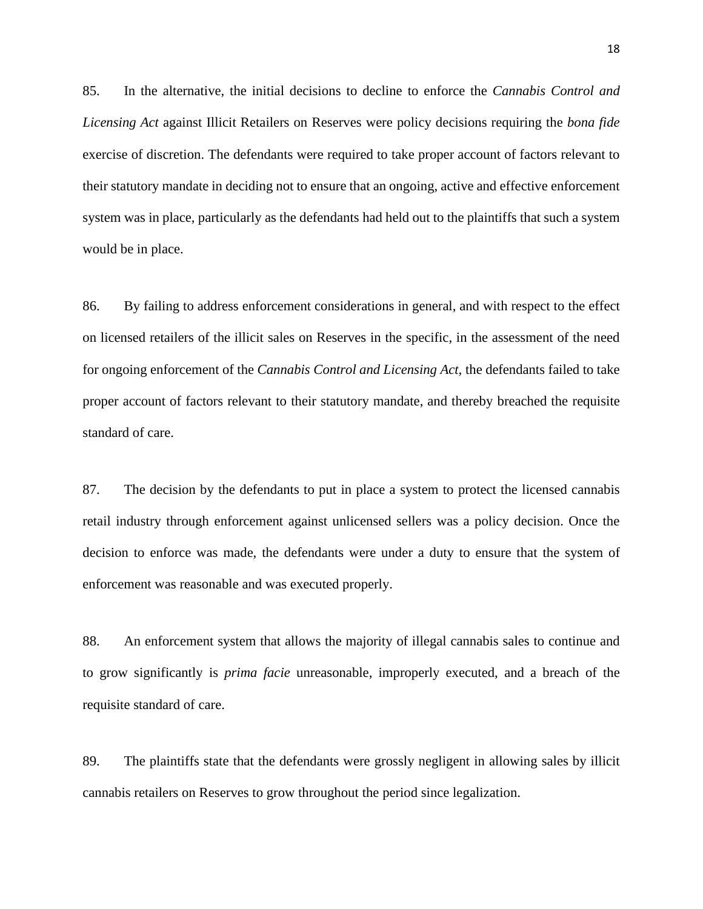85. In the alternative, the initial decisions to decline to enforce the *Cannabis Control and Licensing Act* against Illicit Retailers on Reserves were policy decisions requiring the *bona fide* exercise of discretion. The defendants were required to take proper account of factors relevant to their statutory mandate in deciding not to ensure that an ongoing, active and effective enforcement system was in place, particularly as the defendants had held out to the plaintiffs that such a system would be in place.

86. By failing to address enforcement considerations in general, and with respect to the effect on licensed retailers of the illicit sales on Reserves in the specific, in the assessment of the need for ongoing enforcement of the *Cannabis Control and Licensing Act,* the defendants failed to take proper account of factors relevant to their statutory mandate, and thereby breached the requisite standard of care.

87. The decision by the defendants to put in place a system to protect the licensed cannabis retail industry through enforcement against unlicensed sellers was a policy decision. Once the decision to enforce was made, the defendants were under a duty to ensure that the system of enforcement was reasonable and was executed properly.

88. An enforcement system that allows the majority of illegal cannabis sales to continue and to grow significantly is *prima facie* unreasonable, improperly executed, and a breach of the requisite standard of care.

89. The plaintiffs state that the defendants were grossly negligent in allowing sales by illicit cannabis retailers on Reserves to grow throughout the period since legalization.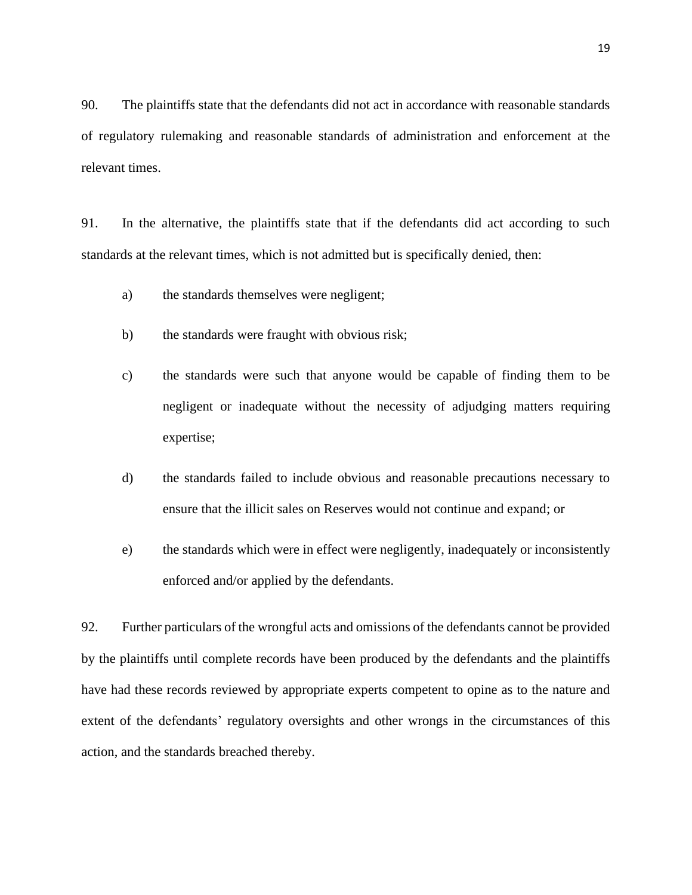90. The plaintiffs state that the defendants did not act in accordance with reasonable standards of regulatory rulemaking and reasonable standards of administration and enforcement at the relevant times.

91. In the alternative, the plaintiffs state that if the defendants did act according to such standards at the relevant times, which is not admitted but is specifically denied, then:

a) the standards themselves were negligent;

b) the standards were fraught with obvious risk;

c) the standards were such that anyone would be capable of finding them to be negligent or inadequate without the necessity of adjudging matters requiring expertise;

d) the standards failed to include obvious and reasonable precautions necessary to ensure that the illicit sales on Reserves would not continue and expand; or

e) the standards which were in effect were negligently, inadequately or inconsistently enforced and/or applied by the defendants.

92. Further particulars of the wrongful acts and omissions of the defendants cannot be provided by the plaintiffs until complete records have been produced by the defendants and the plaintiffs have had these records reviewed by appropriate experts competent to opine as to the nature and extent of the defendants' regulatory oversights and other wrongs in the circumstances of this action, and the standards breached thereby.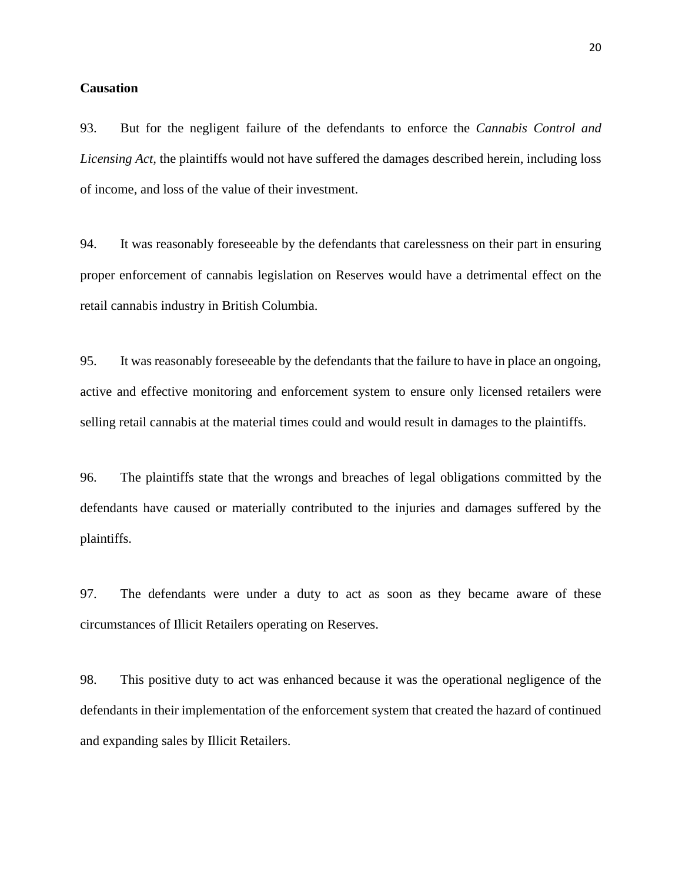**Causation**

93. But for the negligent failure of the defendants to enforce the *Cannabis Control and Licensing Act*, the plaintiffs would not have suffered the damages described herein, including loss of income, and loss of the value of their investment.

94. It was reasonably foreseeable by the defendants that carelessness on their part in ensuring proper enforcement of cannabis legislation on Reserves would have a detrimental effect on the retail cannabis industry in British Columbia.

95. It was reasonably foreseeable by the defendants that the failure to have in place an ongoing, active and effective monitoring and enforcement system to ensure only licensed retailers were selling retail cannabis at the material times could and would result in damages to the plaintiffs.

96. The plaintiffs state that the wrongs and breaches of legal obligations committed by the defendants have caused or materially contributed to the injuries and damages suffered by the plaintiffs.

97. The defendants were under a duty to act as soon as they became aware of these circumstances of Illicit Retailers operating on Reserves.

98. This positive duty to act was enhanced because it was the operational negligence of the defendants in their implementation of the enforcement system that created the hazard of continued and expanding sales by Illicit Retailers.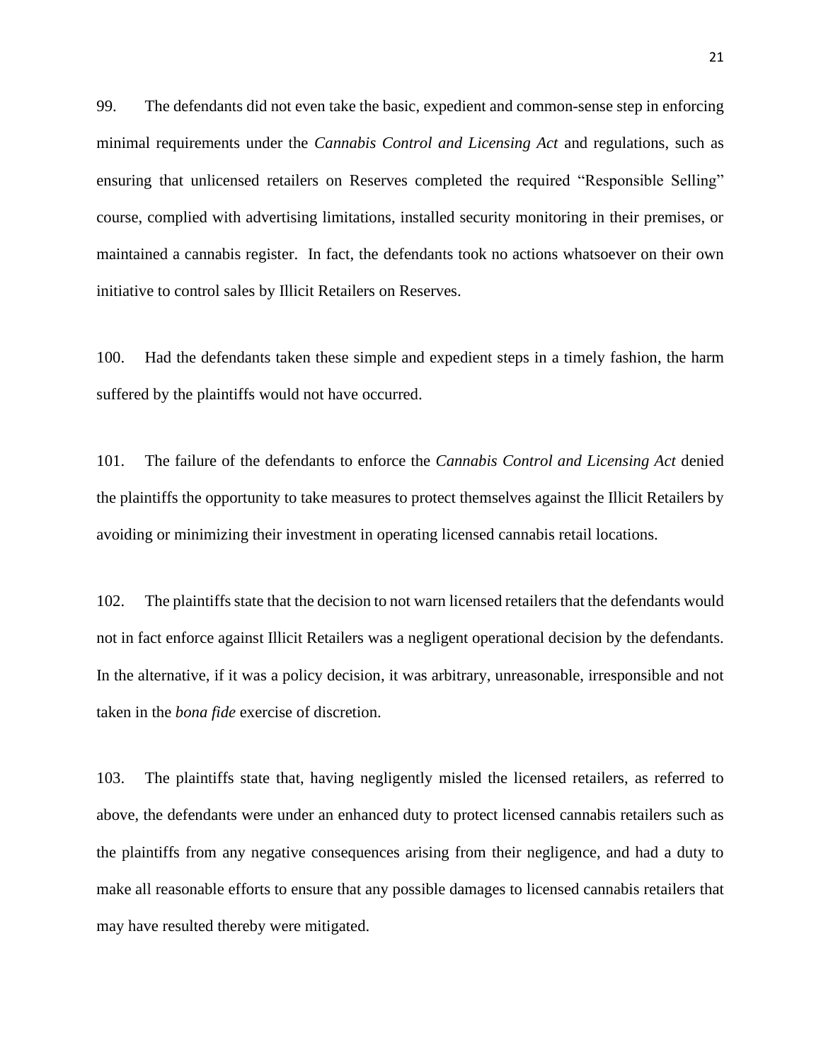99. The defendants did not even take the basic, expedient and common-sense step in enforcing minimal requirements under the *Cannabis Control and Licensing Act* and regulations, such as ensuring that unlicensed retailers on Reserves completed the required "Responsible Selling" course, complied with advertising limitations, installed security monitoring in their premises, or maintained a cannabis register. In fact, the defendants took no actions whatsoever on their own initiative to control sales by Illicit Retailers on Reserves.

100. Had the defendants taken these simple and expedient steps in a timely fashion, the harm suffered by the plaintiffs would not have occurred.

101. The failure of the defendants to enforce the *Cannabis Control and Licensing Act* denied the plaintiffs the opportunity to take measures to protect themselves against the Illicit Retailers by avoiding or minimizing their investment in operating licensed cannabis retail locations.

102. The plaintiffs state that the decision to not warn licensed retailers that the defendants would not in fact enforce against Illicit Retailers was a negligent operational decision by the defendants. In the alternative, if it was a policy decision, it was arbitrary, unreasonable, irresponsible and not taken in the *bona fide* exercise of discretion.

103. The plaintiffs state that, having negligently misled the licensed retailers, as referred to above, the defendants were under an enhanced duty to protect licensed cannabis retailers such as the plaintiffs from any negative consequences arising from their negligence, and had a duty to make all reasonable efforts to ensure that any possible damages to licensed cannabis retailers that may have resulted thereby were mitigated.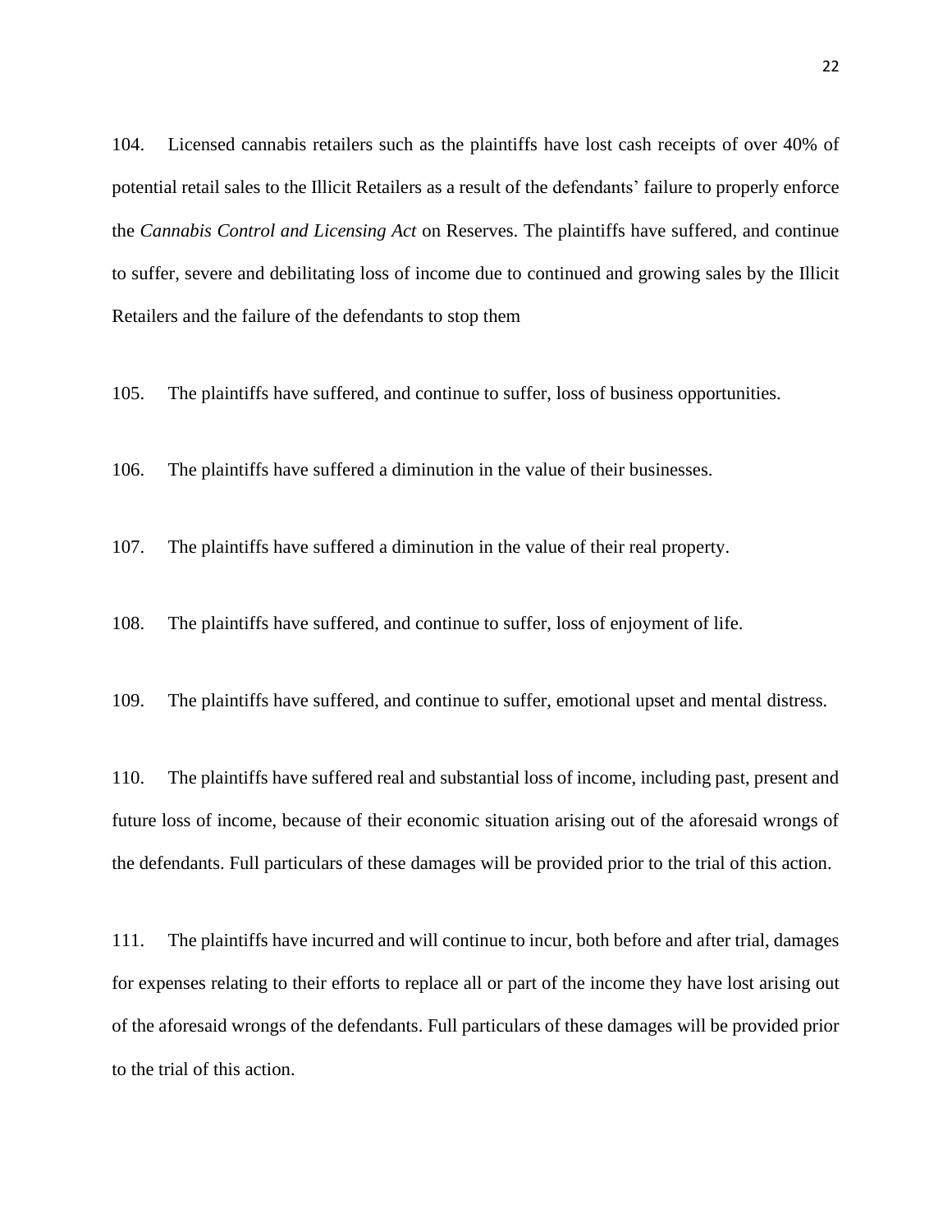104. Licensed cannabis retailers such as the plaintiffs have lost cash receipts of over 40% of potential retail sales to the Illicit Retailers as a result of the defendants' failure to properly enforce the *Cannabis Control and Licensing Act* on Reserves. The plaintiffs have suffered, and continue to suffer, severe and debilitating loss of income due to continued and growing sales by the Illicit Retailers and the failure of the defendants to stop them

105. The plaintiffs have suffered, and continue to suffer, loss of business opportunities.

106. The plaintiffs have suffered a diminution in the value of their businesses.

107. The plaintiffs have suffered a diminution in the value of their real property.

108. The plaintiffs have suffered, and continue to suffer, loss of enjoyment of life.

109. The plaintiffs have suffered, and continue to suffer, emotional upset and mental distress.

110. The plaintiffs have suffered real and substantial loss of income, including past, present and future loss of income, because of their economic situation arising out of the aforesaid wrongs of the defendants. Full particulars of these damages will be provided prior to the trial of this action.

111. The plaintiffs have incurred and will continue to incur, both before and after trial, damages for expenses relating to their efforts to replace all or part of the income they have lost arising out of the aforesaid wrongs of the defendants. Full particulars of these damages will be provided prior to the trial of this action.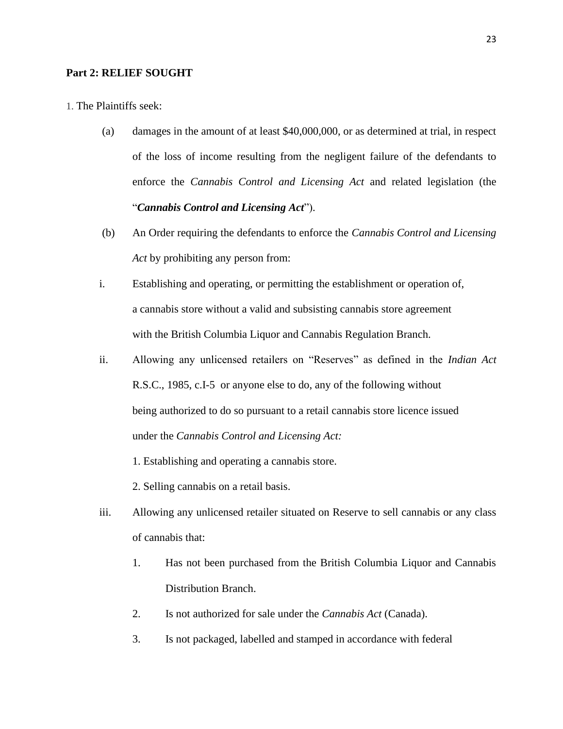**Part 2: RELIEF SOUGHT**

1. The Plaintiffs seek:

(a) damages in the amount of at least $40,000,000, or as determined at trial, in respect of the loss of income resulting from the negligent failure of the defendants to enforce the *Cannabis Control and Licensing Act* and related legislation (the "***Cannabis Control and Licensing Act***").

(b) An Order requiring the defendants to enforce the *Cannabis Control and Licensing Act* by prohibiting any person from:

i. Establishing and operating, or permitting the establishment or operation of, a cannabis store without a valid and subsisting cannabis store agreement with the British Columbia Liquor and Cannabis Regulation Branch.

ii. Allowing any unlicensed retailers on "Reserves" as defined in the *Indian Act* R.S.C., 1985, c.I-5 or anyone else to do, any of the following without being authorized to do so pursuant to a retail cannabis store licence issued under the *Cannabis Control and Licensing Act:*

1. Establishing and operating a cannabis store.
2. Selling cannabis on a retail basis.

iii. Allowing any unlicensed retailer situated on Reserve to sell cannabis or any class of cannabis that:

1. Has not been purchased from the British Columbia Liquor and Cannabis Distribution Branch.
2. Is not authorized for sale under the *Cannabis Act* (Canada).
3. Is not packaged, labelled and stamped in accordance with federal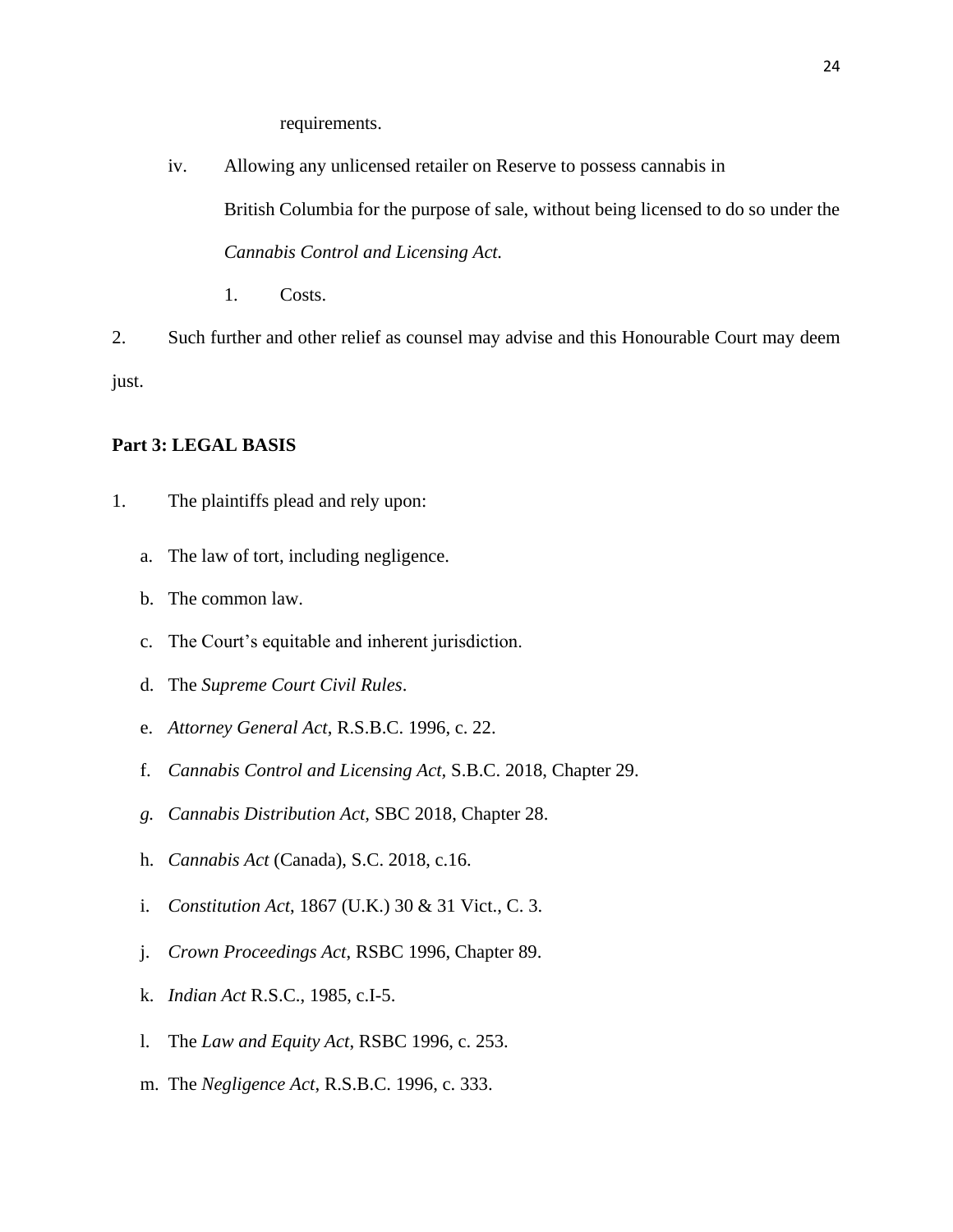requirements.

iv. Allowing any unlicensed retailer on Reserve to possess cannabis in British Columbia for the purpose of sale, without being licensed to do so under the *Cannabis Control and Licensing Act.*

1. Costs.

2. Such further and other relief as counsel may advise and this Honourable Court may deem just.

**Part 3: LEGAL BASIS**

1. The plaintiffs plead and rely upon:

   a. The law of tort, including negligence.

   b. The common law.

   c. The Court's equitable and inherent jurisdiction.

   d. The *Supreme Court Civil Rules*.

   e. *Attorney General Act*, R.S.B.C. 1996, c. 22.

   f. *Cannabis Control and Licensing Act*, S.B.C. 2018, Chapter 29.

   *g.* *Cannabis Distribution Act*, SBC 2018, Chapter 28.

   h. *Cannabis Act* (Canada), S.C. 2018, c.16.

   i. *Constitution Act*, 1867 (U.K.) 30 & 31 Vict., C. 3.

   j. *Crown Proceedings Act*, RSBC 1996, Chapter 89.

   k. *Indian Act* R.S.C., 1985, c.I-5.

   l. The *Law and Equity Act*, RSBC 1996, c. 253.

   m. The *Negligence Act*, R.S.B.C. 1996, c. 333.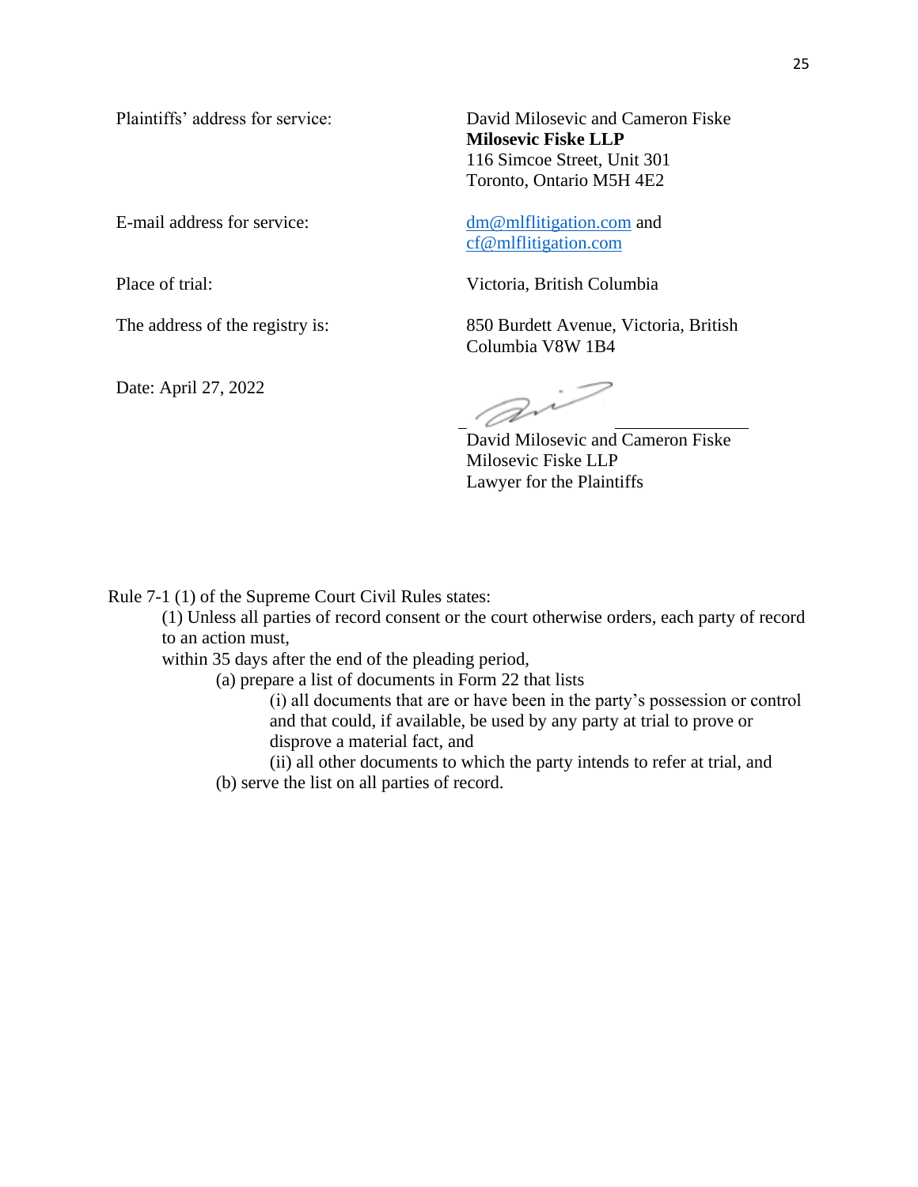Plaintiffs' address for service: David Milosevic and Cameron Fiske
**Milosevic Fiske LLP**
116 Simcoe Street, Unit 301
Toronto, Ontario M5H 4E2

E-mail address for service: dm@mlflitigation.com and cf@mlflitigation.com

Place of trial: Victoria, British Columbia

The address of the registry is: 850 Burdett Avenue, Victoria, British Columbia V8W 1B4

Date: April 27, 2022

David Milosevic and Cameron Fiske
Milosevic Fiske LLP
Lawyer for the Plaintiffs

Rule 7-1 (1) of the Supreme Court Civil Rules states:

(1) Unless all parties of record consent or the court otherwise orders, each party of record to an action must,

within 35 days after the end of the pleading period,

(a) prepare a list of documents in Form 22 that lists

(i) all documents that are or have been in the party's possession or control and that could, if available, be used by any party at trial to prove or disprove a material fact, and

(ii) all other documents to which the party intends to refer at trial, and

(b) serve the list on all parties of record.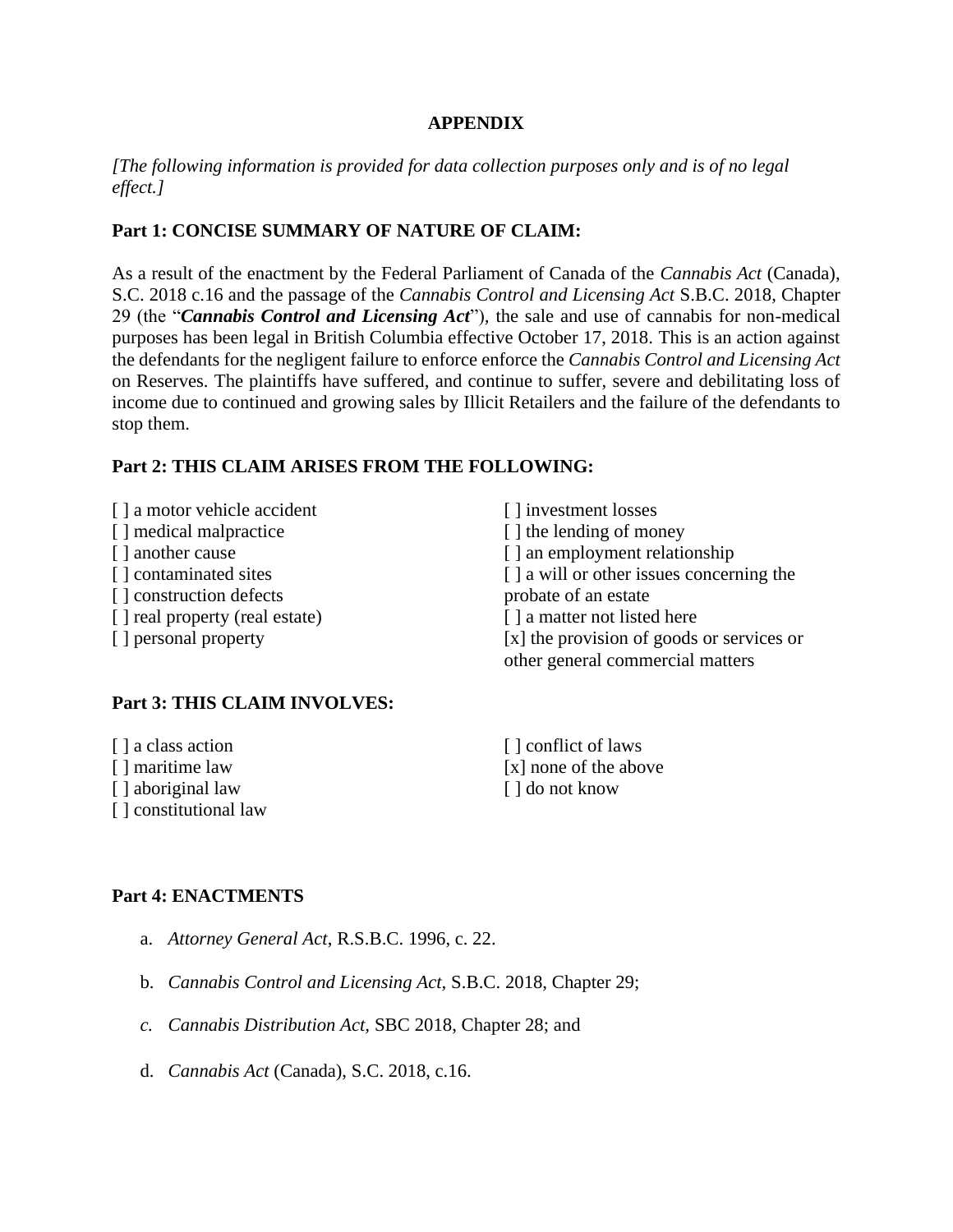**APPENDIX**

*[The following information is provided for data collection purposes only and is of no legal effect.]*

**Part 1: CONCISE SUMMARY OF NATURE OF CLAIM:**

As a result of the enactment by the Federal Parliament of Canada of the *Cannabis Act* (Canada), S.C. 2018 c.16 and the passage of the *Cannabis Control and Licensing Act* S.B.C. 2018, Chapter 29 (the "***Cannabis Control and Licensing Act***"), the sale and use of cannabis for non-medical purposes has been legal in British Columbia effective October 17, 2018. This is an action against the defendants for the negligent failure to enforce enforce the *Cannabis Control and Licensing Act* on Reserves. The plaintiffs have suffered, and continue to suffer, severe and debilitating loss of income due to continued and growing sales by Illicit Retailers and the failure of the defendants to stop them.

**Part 2: THIS CLAIM ARISES FROM THE FOLLOWING:**

[ ] a motor vehicle accident
[ ] medical malpractice
[ ] another cause
[ ] contaminated sites
[ ] construction defects
[ ] real property (real estate)
[ ] personal property
[ ] investment losses
[ ] the lending of money
[ ] an employment relationship
[ ] a will or other issues concerning the probate of an estate
[ ] a matter not listed here
[x] the provision of goods or services or other general commercial matters

**Part 3: THIS CLAIM INVOLVES:**

[ ] a class action
[ ] maritime law
[ ] aboriginal law
[ ] constitutional law
[ ] conflict of laws
[x] none of the above
[ ] do not know

**Part 4: ENACTMENTS**

a. *Attorney General Act*, R.S.B.C. 1996, c. 22.

b. *Cannabis Control and Licensing Act*, S.B.C. 2018, Chapter 29;

c. *Cannabis Distribution Act*, SBC 2018, Chapter 28; and

d. *Cannabis Act* (Canada), S.C. 2018, c.16.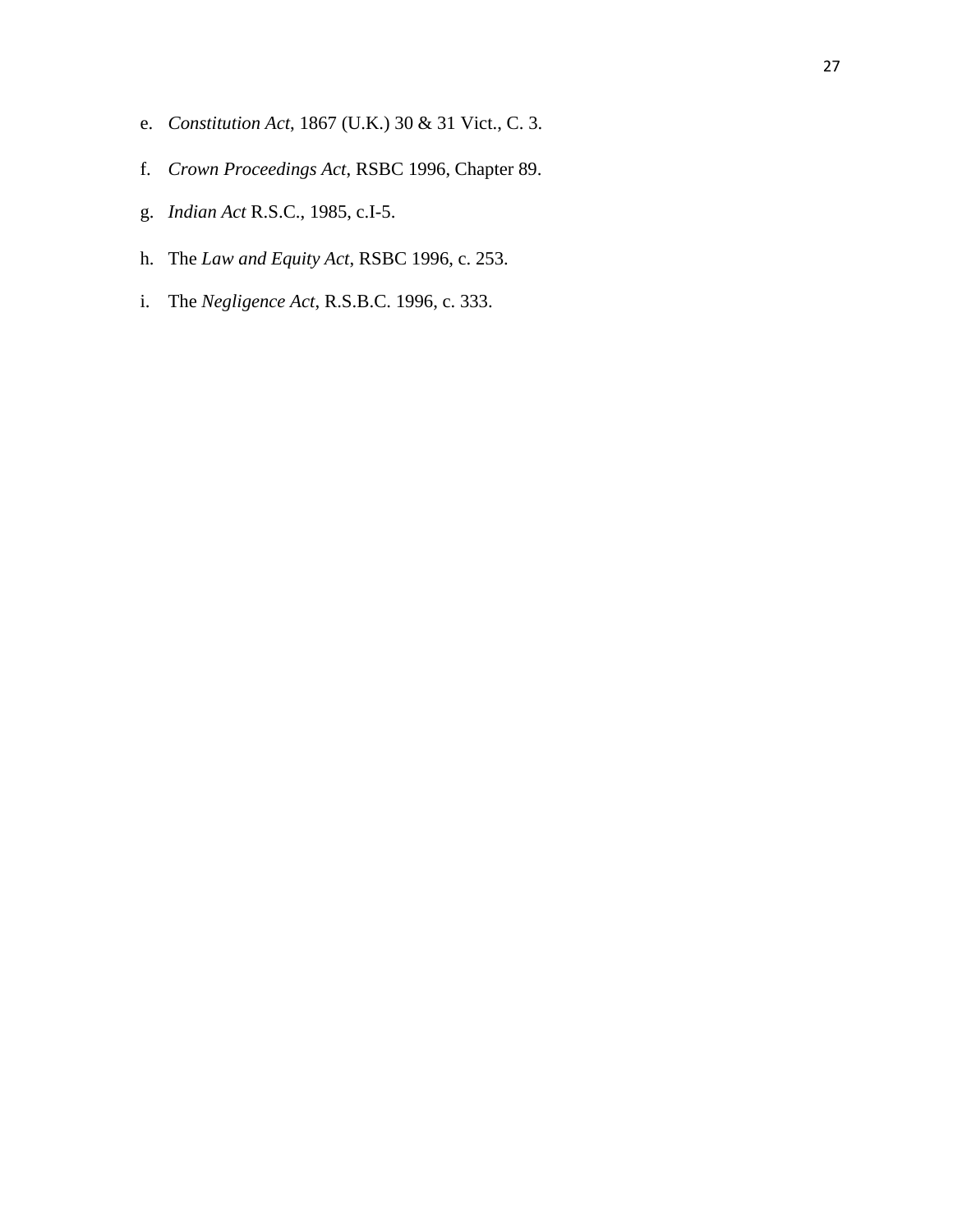e. *Constitution Act*, 1867 (U.K.) 30 & 31 Vict., C. 3.

f. *Crown Proceedings Act*, RSBC 1996, Chapter 89.

g. *Indian Act* R.S.C., 1985, c.I-5.

h. The *Law and Equity Act*, RSBC 1996, c. 253.

i. The *Negligence Act*, R.S.B.C. 1996, c. 333.